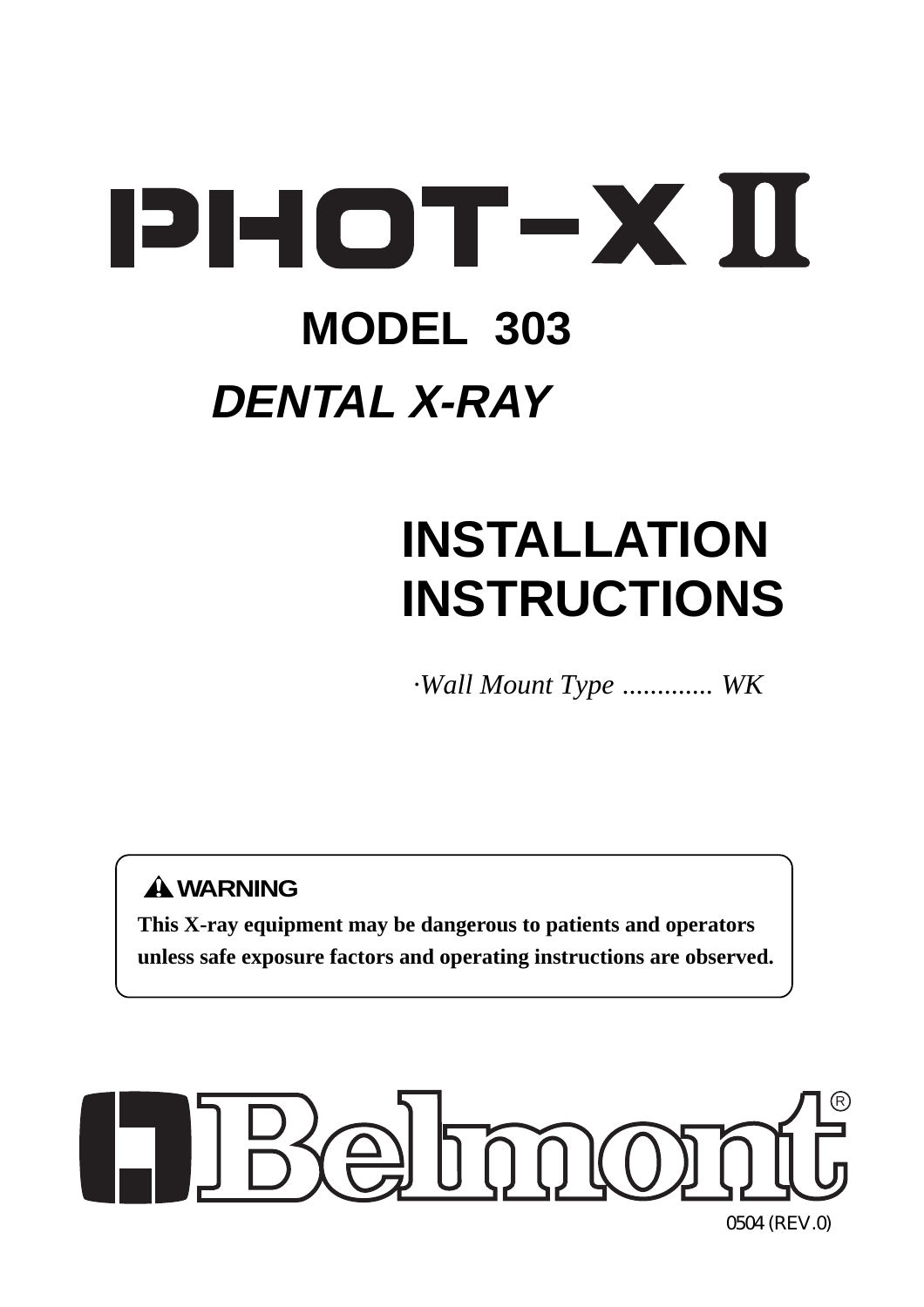# PHOT-X II

## MODEL 303

## *DENTAL X-RAY*

# INSTALLATION INSTRUCTIONS

*·Wall Mount Type ............. WK*

> ⚠ **WARNING**
>
> **This X-ray equipment may be dangerous to patients and operators unless safe exposure factors and operating instructions are observed.**

Belmont®

0504 (REV.0)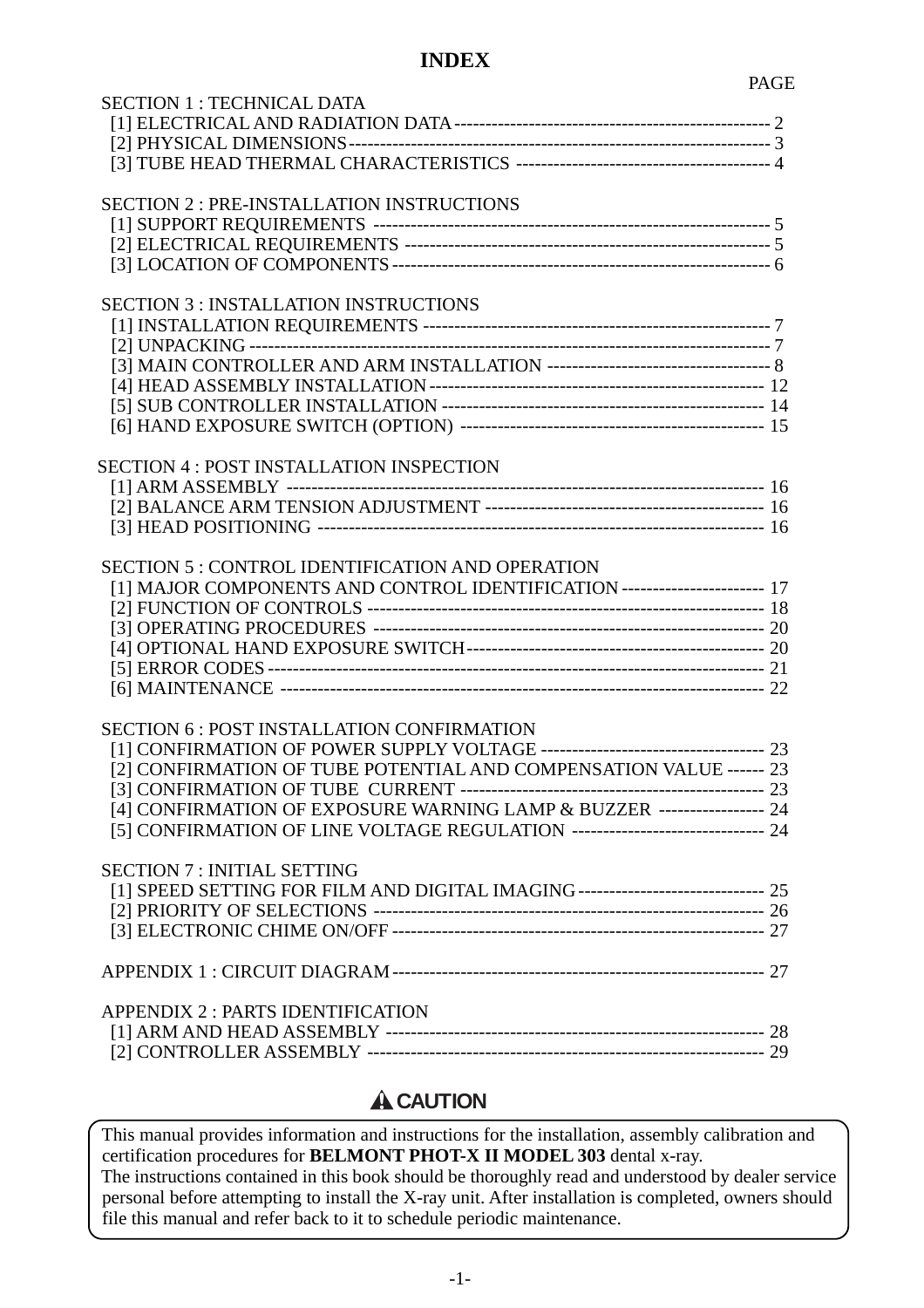# INDEX

| | PAGE |
|---|---|
| **SECTION 1 : TECHNICAL DATA** | |
| [1] ELECTRICAL AND RADIATION DATA | 2 |
| [2] PHYSICAL DIMENSIONS | 3 |
| [3] TUBE HEAD THERMAL CHARACTERISTICS | 4 |
| **SECTION 2 : PRE-INSTALLATION INSTRUCTIONS** | |
| [1] SUPPORT REQUIREMENTS | 5 |
| [2] ELECTRICAL REQUIREMENTS | 5 |
| [3] LOCATION OF COMPONENTS | 6 |
| **SECTION 3 : INSTALLATION INSTRUCTIONS** | |
| [1] INSTALLATION REQUIREMENTS | 7 |
| [2] UNPACKING | 7 |
| [3] MAIN CONTROLLER AND ARM INSTALLATION | 8 |
| [4] HEAD ASSEMBLY INSTALLATION | 12 |
| [5] SUB CONTROLLER INSTALLATION | 14 |
| [6] HAND EXPOSURE SWITCH (OPTION) | 15 |
| **SECTION 4 : POST INSTALLATION INSPECTION** | |
| [1] ARM ASSEMBLY | 16 |
| [2] BALANCE ARM TENSION ADJUSTMENT | 16 |
| [3] HEAD POSITIONING | 16 |
| **SECTION 5 : CONTROL IDENTIFICATION AND OPERATION** | |
| [1] MAJOR COMPONENTS AND CONTROL IDENTIFICATION | 17 |
| [2] FUNCTION OF CONTROLS | 18 |
| [3] OPERATING PROCEDURES | 20 |
| [4] OPTIONAL HAND EXPOSURE SWITCH | 20 |
| [5] ERROR CODES | 21 |
| [6] MAINTENANCE | 22 |
| **SECTION 6 : POST INSTALLATION CONFIRMATION** | |
| [1] CONFIRMATION OF POWER SUPPLY VOLTAGE | 23 |
| [2] CONFIRMATION OF TUBE POTENTIAL AND COMPENSATION VALUE | 23 |
| [3] CONFIRMATION OF TUBE CURRENT | 23 |
| [4] CONFIRMATION OF EXPOSURE WARNING LAMP & BUZZER | 24 |
| [5] CONFIRMATION OF LINE VOLTAGE REGULATION | 24 |
| **SECTION 7 : INITIAL SETTING** | |
| [1] SPEED SETTING FOR FILM AND DIGITAL IMAGING | 25 |
| [2] PRIORITY OF SELECTIONS | 26 |
| [3] ELECTRONIC CHIME ON/OFF | 27 |
| **APPENDIX 1 : CIRCUIT DIAGRAM** | 27 |
| **APPENDIX 2 : PARTS IDENTIFICATION** | |
| [1] ARM AND HEAD ASSEMBLY | 28 |
| [2] CONTROLLER ASSEMBLY | 29 |

**⚠ CAUTION**

This manual provides information and instructions for the installation, assembly calibration and certification procedures for **BELMONT PHOT-X II MODEL 303** dental x-ray.
The instructions contained in this book should be thoroughly read and understood by dealer service personal before attempting to install the X-ray unit. After installation is completed, owners should file this manual and refer back to it to schedule periodic maintenance.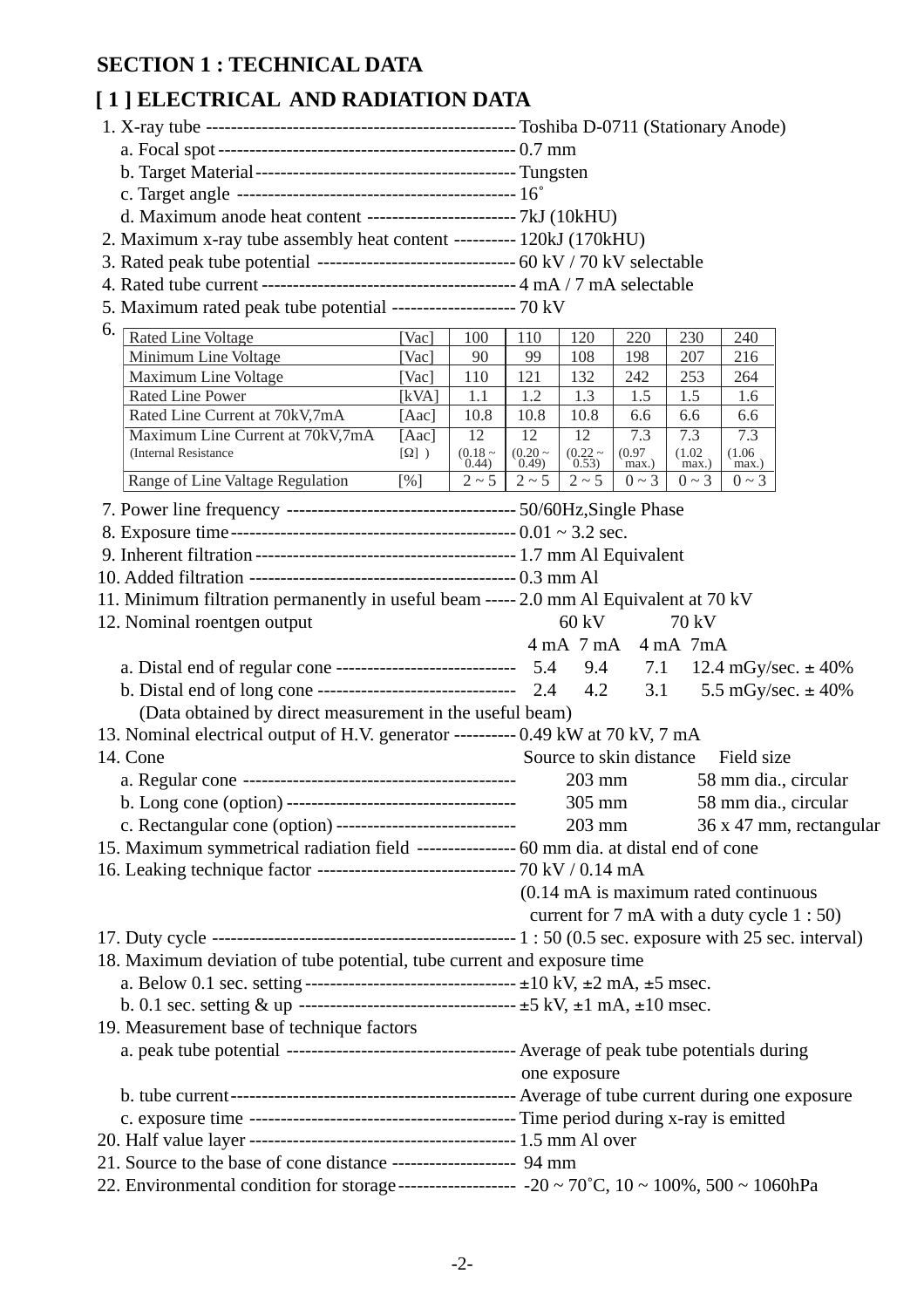## SECTION 1 : TECHNICAL DATA

## [ 1 ] ELECTRICAL AND RADIATION DATA

1. X-ray tube -------------------------------------------------- Toshiba D-0711 (Stationary Anode)
   a. Focal spot ------------------------------------------------ 0.7 mm
   b. Target Material ------------------------------------------- Tungsten
   c. Target angle ---------------------------------------------- 16˚
   d. Maximum anode heat content ------------------------- 7kJ (10kHU)
2. Maximum x-ray tube assembly heat content ---------- 120kJ (170kHU)
3. Rated peak tube potential --------------------------------- 60 kV / 70 kV selectable
4. Rated tube current ---------------------------------------- 4 mA / 7 mA selectable
5. Maximum rated peak tube potential --------------------- 70 kV
6.

| Rated Line Voltage | [Vac] | 100 | 110 | 120 | 220 | 230 | 240 |
|---|---|---|---|---|---|---|---|
| Minimum Line Voltage | [Vac] | 90 | 99 | 108 | 198 | 207 | 216 |
| Maximum Line Voltage | [Vac] | 110 | 121 | 132 | 242 | 253 | 264 |
| Rated Line Power | [kVA] | 1.1 | 1.2 | 1.3 | 1.5 | 1.5 | 1.6 |
| Rated Line Current at 70kV,7mA | [Aac] | 10.8 | 10.8 | 10.8 | 6.6 | 6.6 | 6.6 |
| Maximum Line Current at 70kV,7mA (Internal Resistance | [Aac] [Ω] ) | 12 (0.18 ~ 0.44) | 12 (0.20 ~ 0.49) | 12 (0.22 ~ 0.53) | 7.3 (0.97 max.) | 7.3 (1.02 max.) | 7.3 (1.06 max.) |
| Range of Line Valtage Regulation | [%] | 2 ~ 5 | 2 ~ 5 | 2 ~ 5 | 0 ~ 3 | 0 ~ 3 | 0 ~ 3 |

7. Power line frequency -------------------------------------- 50/60Hz,Single Phase
8. Exposure time ---------------------------------------------- 0.01 ~ 3.2 sec.
9. Inherent filtration ------------------------------------------ 1.7 mm Al Equivalent
10. Added filtration -------------------------------------------- 0.3 mm Al
11. Minimum filtration permanently in useful beam ----- 2.0 mm Al Equivalent at 70 kV
12. Nominal roentgen output

|  | 60 kV 4 mA | 60 kV 7 mA | 70 kV 4 mA | 70 kV 7mA |
|---|---|---|---|---|
| a. Distal end of regular cone | 5.4 | 9.4 | 7.1 | 12.4 mGy/sec. ± 40% |
| b. Distal end of long cone | 2.4 | 4.2 | 3.1 | 5.5 mGy/sec. ± 40% |

   (Data obtained by direct measurement in the useful beam)
13. Nominal electrical output of H.V. generator ---------- 0.49 kW at 70 kV, 7 mA
14. Cone

|  | Source to skin distance | Field size |
|---|---|---|
| a. Regular cone | 203 mm | 58 mm dia., circular |
| b. Long cone (option) | 305 mm | 58 mm dia., circular |
| c. Rectangular cone (option) | 203 mm | 36 x 47 mm, rectangular |

15. Maximum symmetrical radiation field ---------------- 60 mm dia. at distal end of cone
16. Leaking technique factor -------------------------------- 70 kV / 0.14 mA
    (0.14 mA is maximum rated continuous current for 7 mA with a duty cycle 1 : 50)
17. Duty cycle ------------------------------------------------- 1 : 50 (0.5 sec. exposure with 25 sec. interval)
18. Maximum deviation of tube potential, tube current and exposure time
    a. Below 0.1 sec. setting ---------------------------------- ±10 kV, ±2 mA, ±5 msec.
    b. 0.1 sec. setting & up ----------------------------------- ±5 kV, ±1 mA, ±10 msec.
19. Measurement base of technique factors
    a. peak tube potential ------------------------------------- Average of peak tube potentials during one exposure
    b. tube current --------------------------------------------- Average of tube current during one exposure
    c. exposure time ------------------------------------------- Time period during x-ray is emitted
20. Half value layer ------------------------------------------- 1.5 mm Al over
21. Source to the base of cone distance -------------------- 94 mm
22. Environmental condition for storage ------------------- -20 ~ 70˚C, 10 ~ 100%, 500 ~ 1060hPa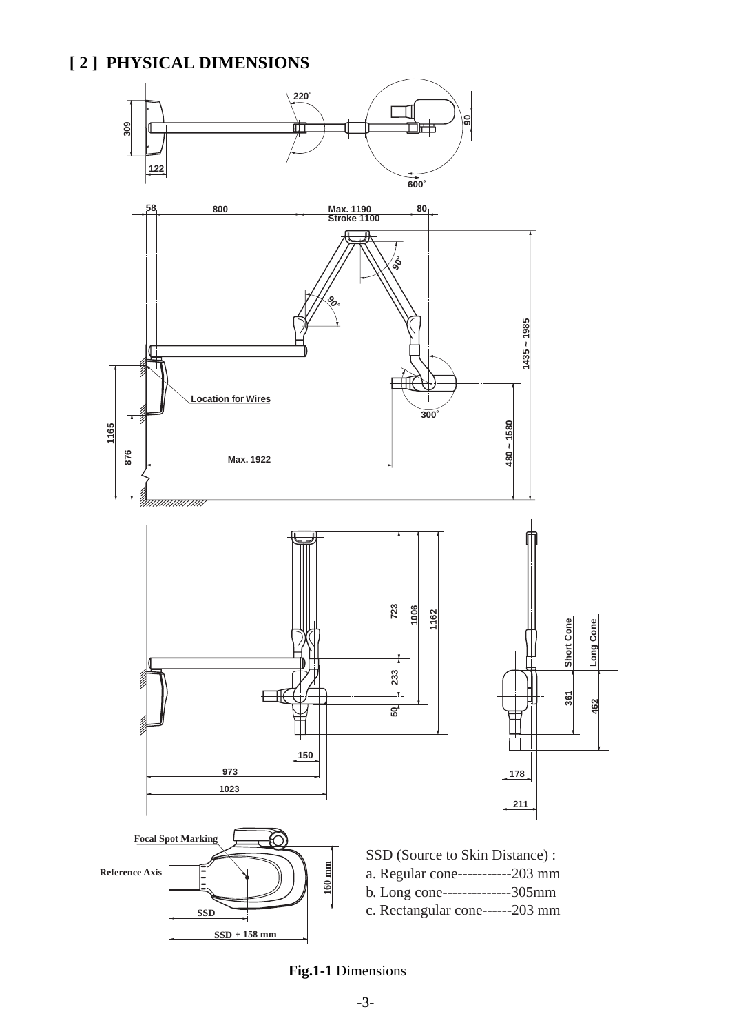## [ 2 ]  PHYSICAL DIMENSIONS

SSD (Source to Skin Distance) :

a. Regular cone-----------203 mm

b. Long cone--------------305mm

c. Rectangular cone------203 mm

**Fig.1-1** Dimensions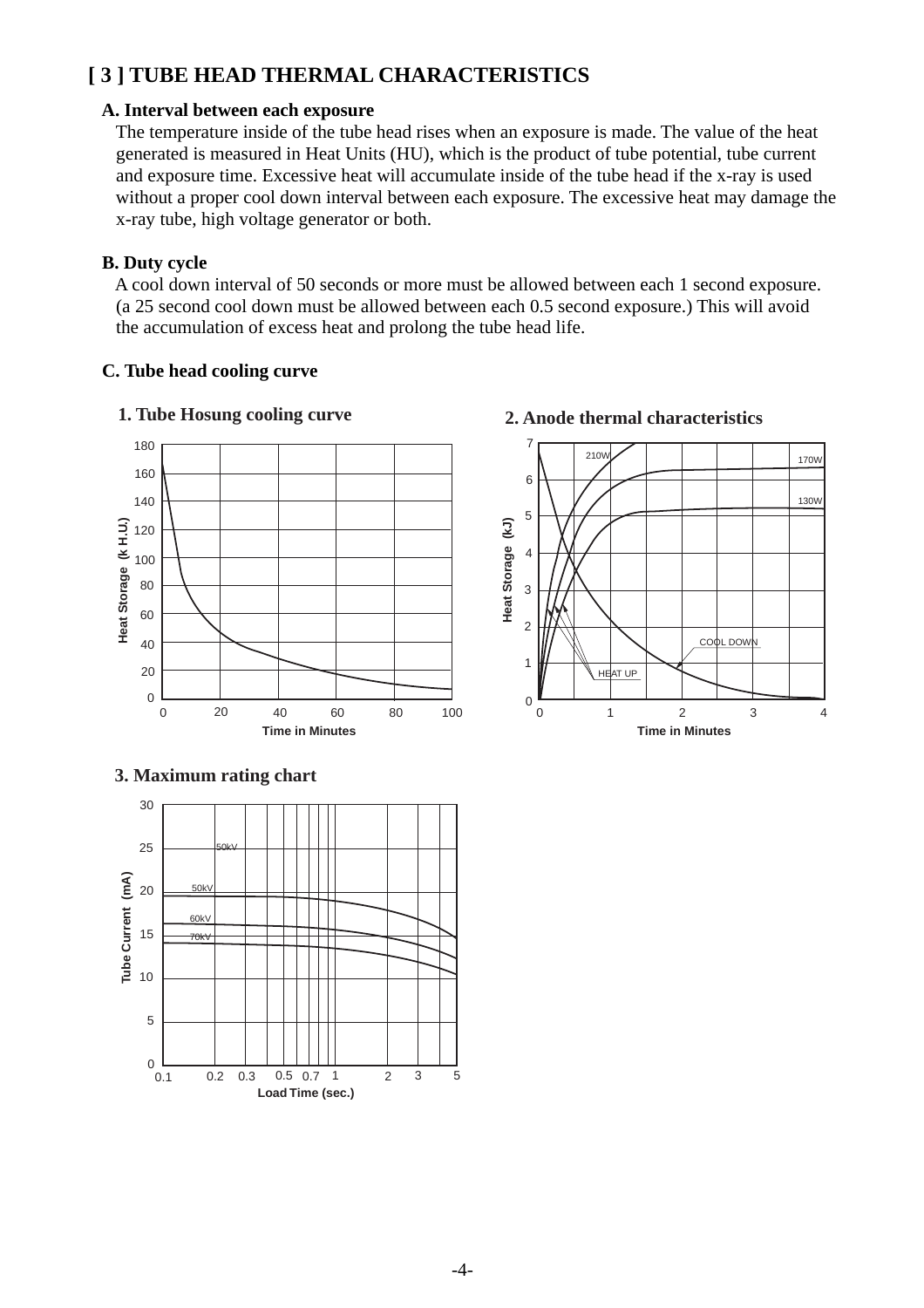## [ 3 ] TUBE HEAD THERMAL CHARACTERISTICS

### A. Interval between each exposure

The temperature inside of the tube head rises when an exposure is made. The value of the heat generated is measured in Heat Units (HU), which is the product of tube potential, tube current and exposure time. Excessive heat will accumulate inside of the tube head if the x-ray is used without a proper cool down interval between each exposure. The excessive heat may damage the x-ray tube, high voltage generator or both.

### B. Duty cycle

A cool down interval of 50 seconds or more must be allowed between each 1 second exposure. (a 25 second cool down must be allowed between each 0.5 second exposure.) This will avoid the accumulation of excess heat and prolong the tube head life.

### C. Tube head cooling curve

**1. Tube Hosung cooling curve**

Heat Storage (k H.U.) vs. Time in Minutes

**2. Anode thermal characteristics**

Heat Storage (kJ) vs. Time in Minutes (210W, 170W, 130W; COOL DOWN; HEAT UP)

**3. Maximum rating chart**

Tube Current (mA) vs. Load Time (sec.) (50kV, 50kV, 60kV, 70kV)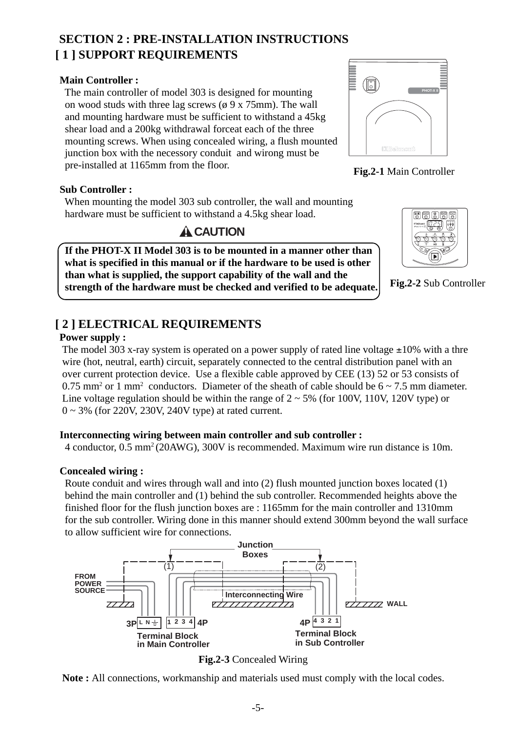## SECTION 2 : PRE-INSTALLATION INSTRUCTIONS

### [ 1 ] SUPPORT REQUIREMENTS

**Main Controller :**

The main controller of model 303 is designed for mounting on wood studs with three lag screws (ø 9 x 75mm). The wall and mounting hardware must be sufficient to withstand a 45kg shear load and a 200kg withdrawal forceat each of the three mounting screws. When using concealed wiring, a flush mounted junction box with the necessary conduit and wirong must be pre-installed at 1165mm from the floor.

**Fig.2-1** Main Controller

**Sub Controller :**

When mounting the model 303 sub controller, the wall and mounting hardware must be sufficient to withstand a 4.5kg shear load.

**CAUTION**

**If the PHOT-X II Model 303 is to be mounted in a manner other than what is specified in this manual or if the hardware to be used is other than what is supplied, the support capability of the wall and the strength of the hardware must be checked and verified to be adequate.**

**Fig.2-2** Sub Controller

### [ 2 ] ELECTRICAL REQUIREMENTS

**Power supply :**

The model 303 x-ray system is operated on a power supply of rated line voltage ±10% with a thre wire (hot, neutral, earth) circuit, separately connected to the central distribution panel with an over current protection device. Use a flexible cable approved by CEE (13) 52 or 53 consists of 0.75 mm$^2$ or 1 mm$^2$ conductors. Diameter of the sheath of cable should be 6 ~ 7.5 mm diameter. Line voltage regulation should be within the range of 2 ~ 5% (for 100V, 110V, 120V type) or 0 ~ 3% (for 220V, 230V, 240V type) at rated current.

**Interconnecting wiring between main controller and sub controller :**

4 conductor, 0.5 mm$^2$ (20AWG), 300V is recommended. Maximum wire run distance is 10m.

**Concealed wiring :**

Route conduit and wires through wall and into (2) flush mounted junction boxes located (1) behind the main controller and (1) behind the sub controller. Recommended heights above the finished floor for the flush junction boxes are : 1165mm for the main controller and 1310mm for the sub controller. Wiring done in this manner should extend 300mm beyond the wall surface to allow sufficient wire for connections.

**Fig.2-3** Concealed Wiring

**Note :** All connections, workmanship and materials used must comply with the local codes.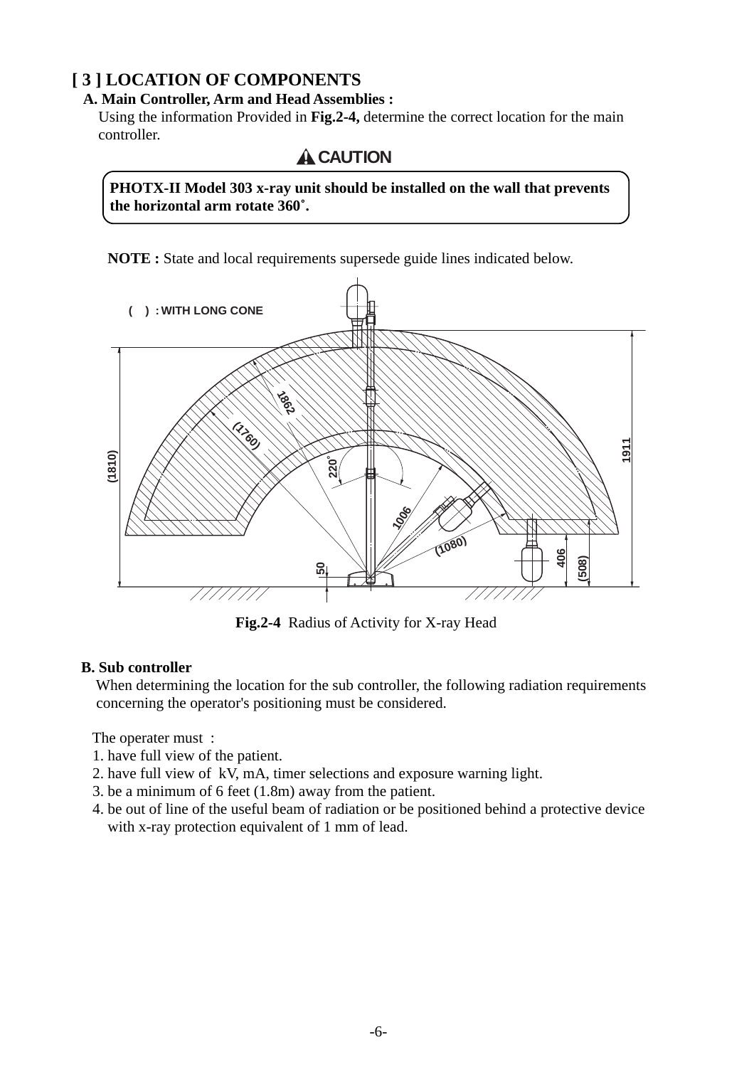## [ 3 ] LOCATION OF COMPONENTS

### A. Main Controller, Arm and Head Assemblies :

Using the information Provided in **Fig.2-4,** determine the correct location for the main controller.

**⚠ CAUTION**

**PHOTX-II Model 303 x-ray unit should be installed on the wall that prevents the horizontal arm rotate 360˚.**

**NOTE :** State and local requirements supersede guide lines indicated below.

( ) : WITH LONG CONE

1862 (1760) 220° 1006 (1080) (1810) 1911 50 406 (508)

**Fig.2-4** Radius of Activity for X-ray Head

### B. Sub controller

When determining the location for the sub controller, the following radiation requirements concerning the operator's positioning must be considered.

The operater must :

1. have full view of the patient.
2. have full view of kV, mA, timer selections and exposure warning light.
3. be a minimum of 6 feet (1.8m) away from the patient.
4. be out of line of the useful beam of radiation or be positioned behind a protective device with x-ray protection equivalent of 1 mm of lead.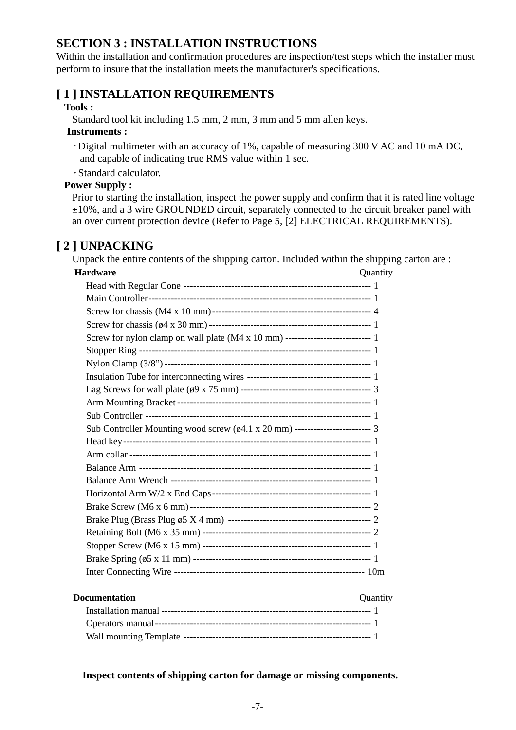## SECTION 3 : INSTALLATION INSTRUCTIONS

Within the installation and confirmation procedures are inspection/test steps which the installer must perform to insure that the installation meets the manufacturer's specifications.

### [ 1 ] INSTALLATION REQUIREMENTS

**Tools :**

Standard tool kit including 1.5 mm, 2 mm, 3 mm and 5 mm allen keys.

**Instruments :**

- Digital multimeter with an accuracy of 1%, capable of measuring 300 V AC and 10 mA DC, and capable of indicating true RMS value within 1 sec.
- Standard calculator.

**Power Supply :**

Prior to starting the installation, inspect the power supply and confirm that it is rated line voltage ±10%, and a 3 wire GROUNDED circuit, separately connected to the circuit breaker panel with an over current protection device (Refer to Page 5, [2] ELECTRICAL REQUIREMENTS).

### [ 2 ] UNPACKING

Unpack the entire contents of the shipping carton. Included within the shipping carton are :

| **Hardware** | Quantity |
|---|---|
| Head with Regular Cone | 1 |
| Main Controller | 1 |
| Screw for chassis (M4 x 10 mm) | 4 |
| Screw for chassis (ø4 x 30 mm) | 1 |
| Screw for nylon clamp on wall plate (M4 x 10 mm) | 1 |
| Stopper Ring | 1 |
| Nylon Clamp (3/8”) | 1 |
| Insulation Tube for interconnecting wires | 1 |
| Lag Screws for wall plate (ø9 x 75 mm) | 3 |
| Arm Mounting Bracket | 1 |
| Sub Controller | 1 |
| Sub Controller Mounting wood screw (ø4.1 x 20 mm) | 3 |
| Head key | 1 |
| Arm collar | 1 |
| Balance Arm | 1 |
| Balance Arm Wrench | 1 |
| Horizontal Arm W/2 x End Caps | 1 |
| Brake Screw (M6 x 6 mm) | 2 |
| Brake Plug (Brass Plug ø5 X 4 mm) | 2 |
| Retaining Bolt (M6 x 35 mm) | 2 |
| Stopper Screw (M6 x 15 mm) | 1 |
| Brake Spring (ø5 x 11 mm) | 1 |
| Inter Connecting Wire | 10m |

| **Documentation** | Quantity |
|---|---|
| Installation manual | 1 |
| Operators manual | 1 |
| Wall mounting Template | 1 |

**Inspect contents of shipping carton for damage or missing components.**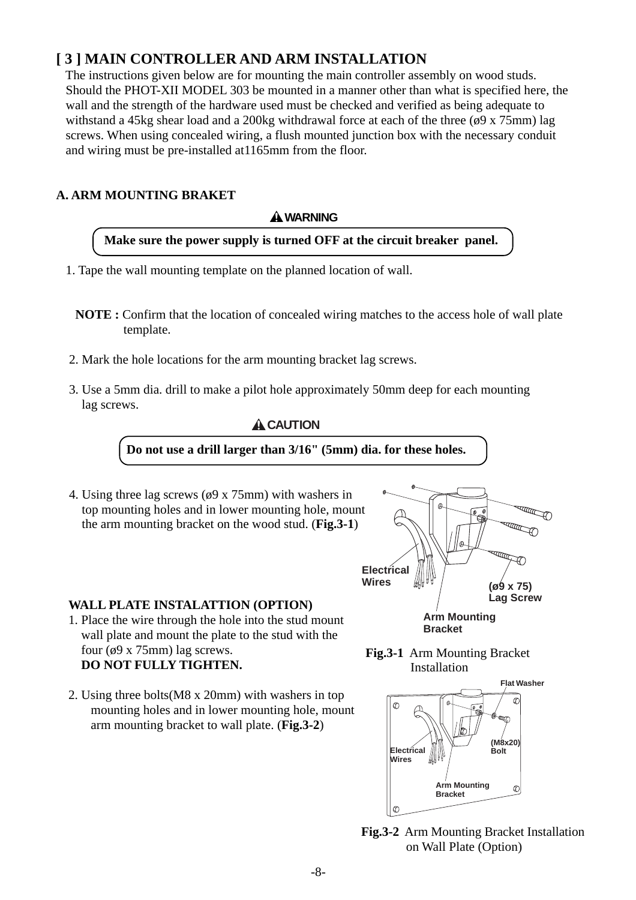# [ 3 ] MAIN CONTROLLER AND ARM INSTALLATION

The instructions given below are for mounting the main controller assembly on wood studs. Should the PHOT-XII MODEL 303 be mounted in a manner other than what is specified here, the wall and the strength of the hardware used must be checked and verified as being adequate to withstand a 45kg shear load and a 200kg withdrawal force at each of the three (ø9 x 75mm) lag screws. When using concealed wiring, a flush mounted junction box with the necessary conduit and wiring must be pre-installed at1165mm from the floor.

## A. ARM MOUNTING BRAKET

**⚠ WARNING**

**Make sure the power supply is turned OFF at the circuit breaker panel.**

1. Tape the wall mounting template on the planned location of wall.

**NOTE :** Confirm that the location of concealed wiring matches to the access hole of wall plate template.

2. Mark the hole locations for the arm mounting bracket lag screws.

3. Use a 5mm dia. drill to make a pilot hole approximately 50mm deep for each mounting lag screws.

**⚠ CAUTION**

**Do not use a drill larger than 3/16" (5mm) dia. for these holes.**

4. Using three lag screws (ø9 x 75mm) with washers in top mounting holes and in lower mounting hole, mount the arm mounting bracket on the wood stud. (**Fig.3-1**)

Electrical Wires

(ø9 x 75) Lag Screw

Arm Mounting Bracket

**Fig.3-1** Arm Mounting Bracket Installation

### WALL PLATE INSTALATTION (OPTION)

1. Place the wire through the hole into the stud mount wall plate and mount the plate to the stud with the four (ø9 x 75mm) lag screws.
   **DO NOT FULLY TIGHTEN.**

2. Using three bolts(M8 x 20mm) with washers in top mounting holes and in lower mounting hole, mount arm mounting bracket to wall plate. (**Fig.3-2**)

Flat Washer

(M8x20) Bolt

Electrical Wires

Arm Mounting Bracket

**Fig.3-2** Arm Mounting Bracket Installation on Wall Plate (Option)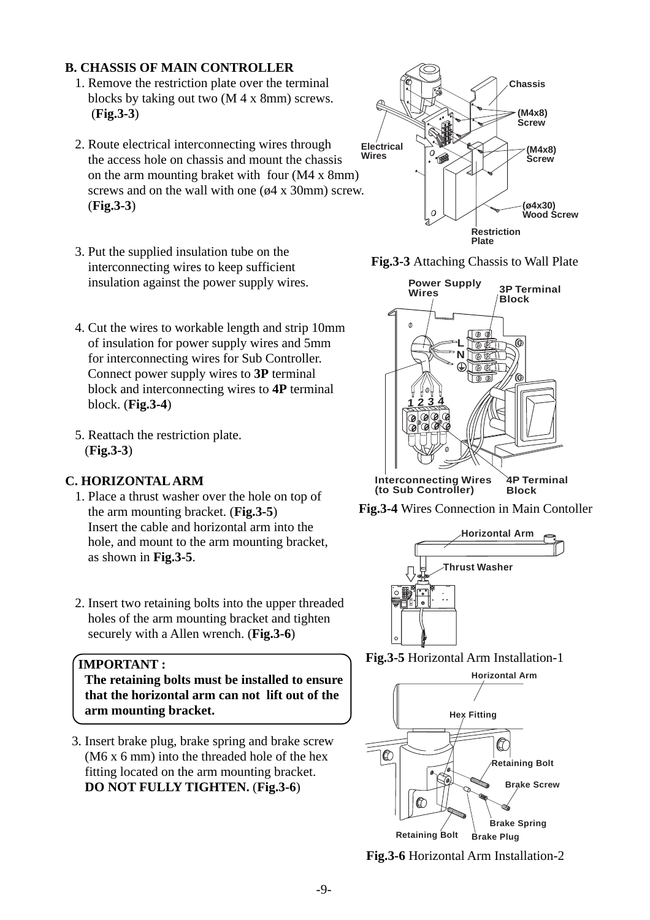## B. CHASSIS OF MAIN CONTROLLER

1. Remove the restriction plate over the terminal blocks by taking out two (M 4 x 8mm) screws. (**Fig.3-3**)

2. Route electrical interconnecting wires through the access hole on chassis and mount the chassis on the arm mounting braket with four (M4 x 8mm) screws and on the wall with one (ø4 x 30mm) screw. (**Fig.3-3**)

3. Put the supplied insulation tube on the interconnecting wires to keep sufficient insulation against the power supply wires.

4. Cut the wires to workable length and strip 10mm of insulation for power supply wires and 5mm for interconnecting wires for Sub Controller. Connect power supply wires to **3P** terminal block and interconnecting wires to **4P** terminal block. (**Fig.3-4**)

5. Reattach the restriction plate. (**Fig.3-3**)

Chassis
(M4x8) Screw
Electrical Wires
(M4x8) Screw
(ø4x30) Wood Screw
Restriction Plate

**Fig.3-3** Attaching Chassis to Wall Plate

Power Supply Wires
3P Terminal Block
L
N
1 2 3 4
Interconnecting Wires (to Sub Controller)
4P Terminal Block

**Fig.3-4** Wires Connection in Main Contoller

## C. HORIZONTAL ARM

1. Place a thrust washer over the hole on top of the arm mounting bracket. (**Fig.3-5**) Insert the cable and horizontal arm into the hole, and mount to the arm mounting bracket, as shown in **Fig.3-5**.

2. Insert two retaining bolts into the upper threaded holes of the arm mounting bracket and tighten securely with a Allen wrench. (**Fig.3-6**)

**IMPORTANT :**
**The retaining bolts must be installed to ensure that the horizontal arm can not lift out of the arm mounting bracket.**

3. Insert brake plug, brake spring and brake screw (M6 x 6 mm) into the threaded hole of the hex fitting located on the arm mounting bracket. **DO NOT FULLY TIGHTEN.** (**Fig.3-6**)

Horizontal Arm
Thrust Washer

**Fig.3-5** Horizontal Arm Installation-1

Horizontal Arm
Hex Fitting
Retaining Bolt
Brake Screw
Brake Spring
Retaining Bolt
Brake Plug

**Fig.3-6** Horizontal Arm Installation-2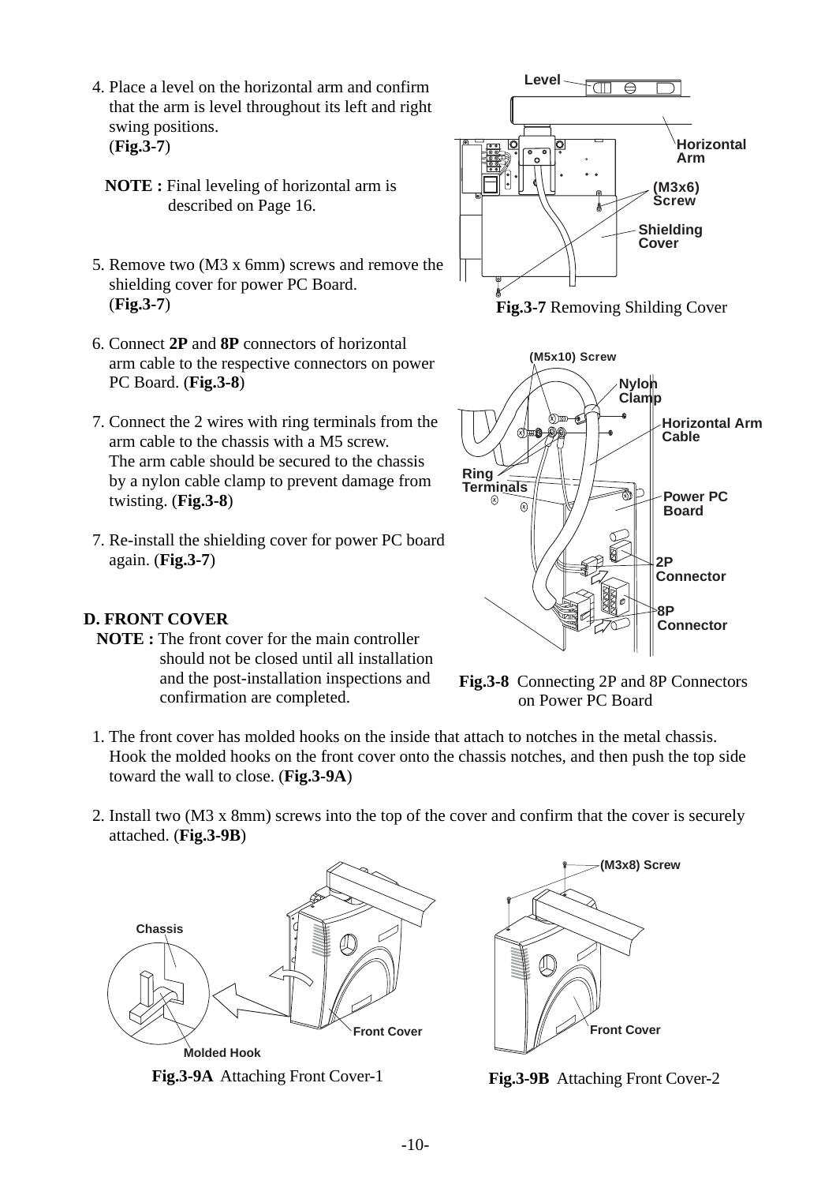4. Place a level on the horizontal arm and confirm that the arm is level throughout its left and right swing positions. (**Fig.3-7**)

   **NOTE :** Final leveling of horizontal arm is described on Page 16.

5. Remove two (M3 x 6mm) screws and remove the shielding cover for power PC Board. (**Fig.3-7**)

**Fig.3-7** Removing Shilding Cover

6. Connect **2P** and **8P** connectors of horizontal arm cable to the respective connectors on power PC Board. (**Fig.3-8**)

7. Connect the 2 wires with ring terminals from the arm cable to the chassis with a M5 screw. The arm cable should be secured to the chassis by a nylon cable clamp to prevent damage from twisting. (**Fig.3-8**)

7. Re-install the shielding cover for power PC board again. (**Fig.3-7**)

**Fig.3-8** Connecting 2P and 8P Connectors on Power PC Board

### D. FRONT COVER

**NOTE :** The front cover for the main controller should not be closed until all installation and the post-installation inspections and confirmation are completed.

1. The front cover has molded hooks on the inside that attach to notches in the metal chassis. Hook the molded hooks on the front cover onto the chassis notches, and then push the top side toward the wall to close. (**Fig.3-9A**)

2. Install two (M3 x 8mm) screws into the top of the cover and confirm that the cover is securely attached. (**Fig.3-9B**)

**Fig.3-9A** Attaching Front Cover-1

**Fig.3-9B** Attaching Front Cover-2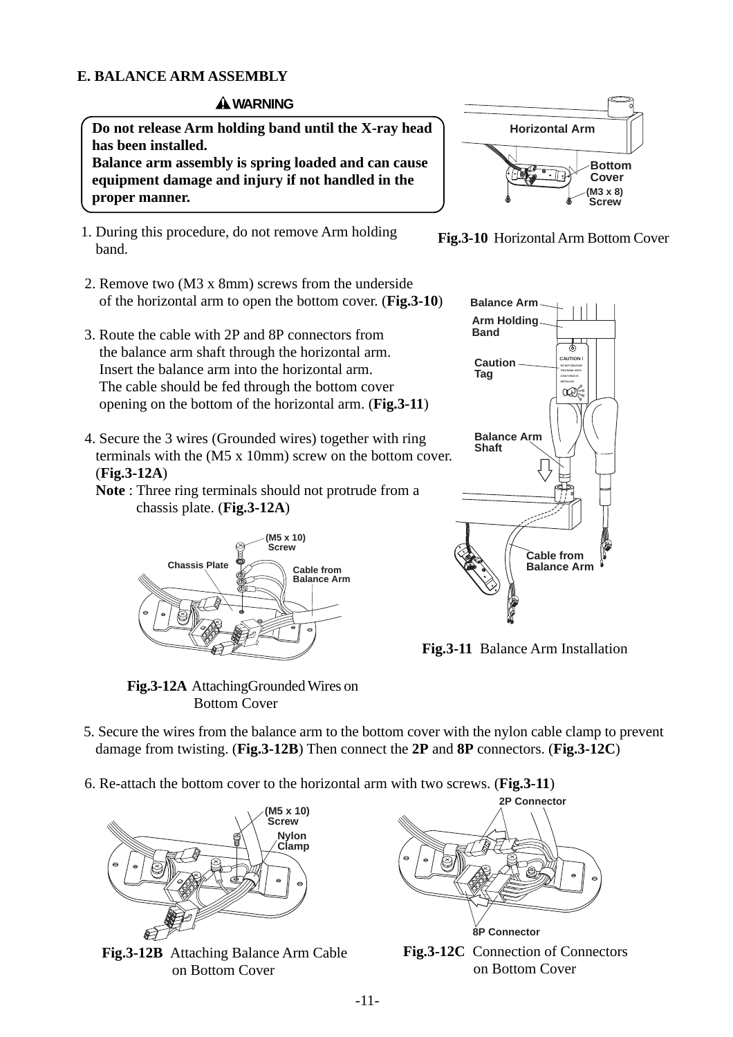### E. BALANCE ARM ASSEMBLY

**⚠ WARNING**

**Do not release Arm holding band until the X-ray head has been installed.**
**Balance arm assembly is spring loaded and can cause equipment damage and injury if not handled in the proper manner.**

1. During this procedure, do not remove Arm holding band.

2. Remove two (M3 x 8mm) screws from the underside of the horizontal arm to open the bottom cover. (**Fig.3-10**)

3. Route the cable with 2P and 8P connectors from the balance arm shaft through the horizontal arm. Insert the balance arm into the horizontal arm. The cable should be fed through the bottom cover opening on the bottom of the horizontal arm. (**Fig.3-11**)

4. Secure the 3 wires (Grounded wires) together with ring terminals with the (M5 x 10mm) screw on the bottom cover. (**Fig.3-12A**)
   **Note** : Three ring terminals should not protrude from a chassis plate. (**Fig.3-12A**)

Horizontal Arm, Bottom Cover, (M3 x 8) Screw

**Fig.3-10** Horizontal Arm Bottom Cover

Balance Arm, Arm Holding Band, Caution Tag, Balance Arm Shaft, Cable from Balance Arm

**Fig.3-11** Balance Arm Installation

(M5 x 10) Screw, Chassis Plate, Cable from Balance Arm

**Fig.3-12A** Attaching Grounded Wires on Bottom Cover

5. Secure the wires from the balance arm to the bottom cover with the nylon cable clamp to prevent damage from twisting. (**Fig.3-12B**) Then connect the **2P** and **8P** connectors. (**Fig.3-12C**)

6. Re-attach the bottom cover to the horizontal arm with two screws. (**Fig.3-11**)

(M5 x 10) Screw, Nylon Clamp

**Fig.3-12B** Attaching Balance Arm Cable on Bottom Cover

2P Connector, 8P Connector

**Fig.3-12C** Connection of Connectors on Bottom Cover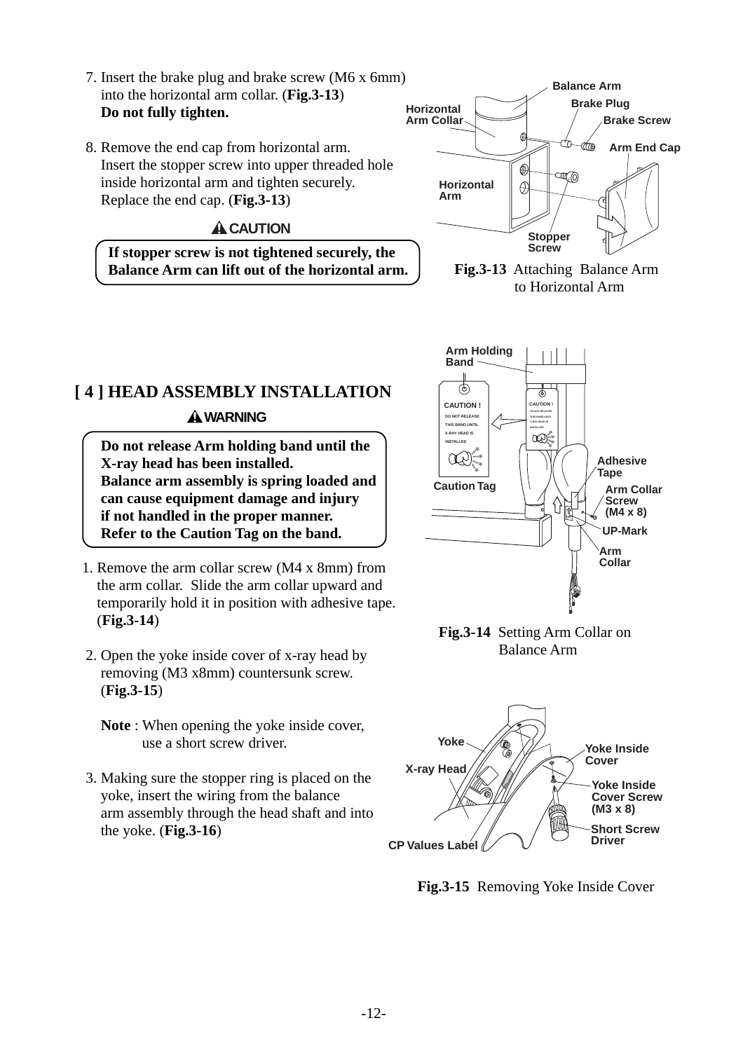7. Insert the brake plug and brake screw (M6 x 6mm) into the horizontal arm collar. (**Fig.3-13**)
   **Do not fully tighten.**

8. Remove the end cap from horizontal arm. Insert the stopper screw into upper threaded hole inside horizontal arm and tighten securely. Replace the end cap. (**Fig.3-13**)

**⚠ CAUTION**

**If stopper screw is not tightened securely, the Balance Arm can lift out of the horizontal arm.**

**Fig.3-13** Attaching Balance Arm to Horizontal Arm

## [ 4 ] HEAD ASSEMBLY INSTALLATION

**⚠ WARNING**

**Do not release Arm holding band until the X-ray head has been installed.**
**Balance arm assembly is spring loaded and can cause equipment damage and injury if not handled in the proper manner.**
**Refer to the Caution Tag on the band.**

1. Remove the arm collar screw (M4 x 8mm) from the arm collar. Slide the arm collar upward and temporarily hold it in position with adhesive tape. (**Fig.3-14**)

**Fig.3-14** Setting Arm Collar on Balance Arm

2. Open the yoke inside cover of x-ray head by removing (M3 x8mm) countersunk screw. (**Fig.3-15**)

   **Note** : When opening the yoke inside cover, use a short screw driver.

3. Making sure the stopper ring is placed on the yoke, insert the wiring from the balance arm assembly through the head shaft and into the yoke. (**Fig.3-16**)

**Fig.3-15** Removing Yoke Inside Cover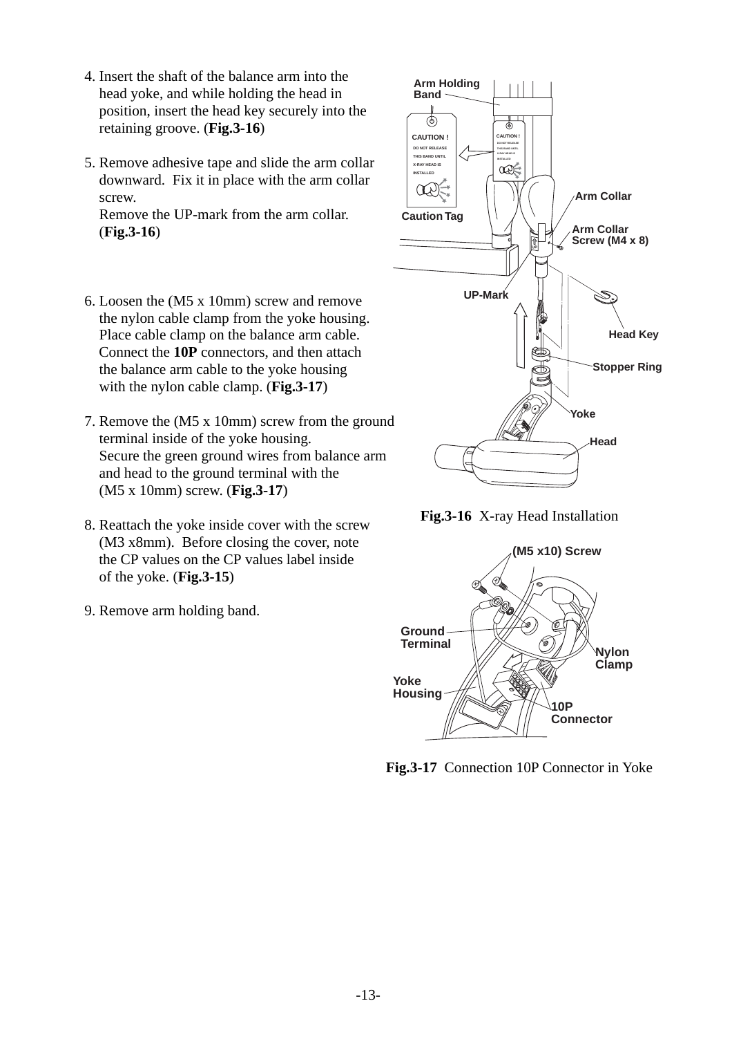4. Insert the shaft of the balance arm into the head yoke, and while holding the head in position, insert the head key securely into the retaining groove. (**Fig.3-16**)

5. Remove adhesive tape and slide the arm collar downward. Fix it in place with the arm collar screw.
   Remove the UP-mark from the arm collar. (**Fig.3-16**)

6. Loosen the (M5 x 10mm) screw and remove the nylon cable clamp from the yoke housing. Place cable clamp on the balance arm cable. Connect the **10P** connectors, and then attach the balance arm cable to the yoke housing with the nylon cable clamp. (**Fig.3-17**)

7. Remove the (M5 x 10mm) screw from the ground terminal inside of the yoke housing.
   Secure the green ground wires from balance arm and head to the ground terminal with the (M5 x 10mm) screw. (**Fig.3-17**)

8. Reattach the yoke inside cover with the screw (M3 x8mm). Before closing the cover, note the CP values on the CP values label inside of the yoke. (**Fig.3-15**)

9. Remove arm holding band.

**Fig.3-16** X-ray Head Installation

**Fig.3-17** Connection 10P Connector in Yoke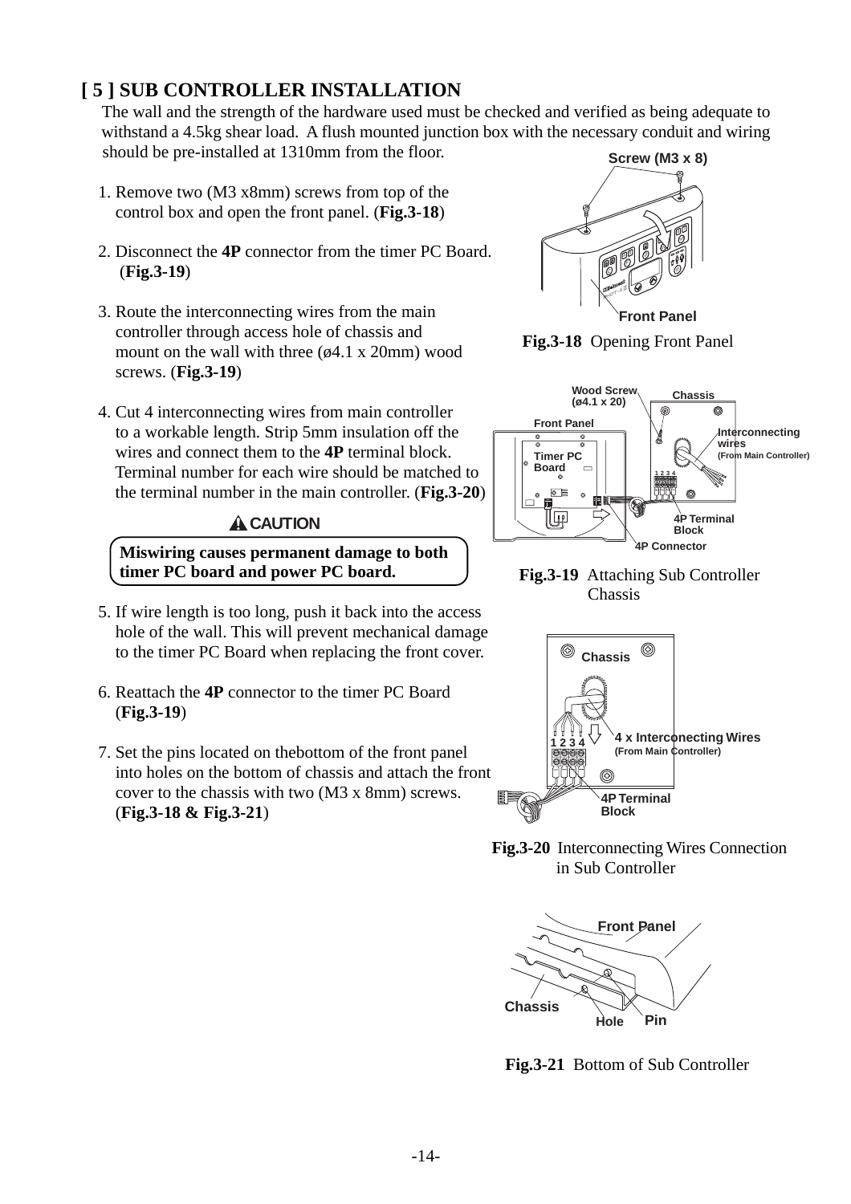## [ 5 ] SUB CONTROLLER INSTALLATION

The wall and the strength of the hardware used must be checked and verified as being adequate to withstand a 4.5kg shear load. A flush mounted junction box with the necessary conduit and wiring should be pre-installed at 1310mm from the floor.

1. Remove two (M3 x8mm) screws from top of the control box and open the front panel. (**Fig.3-18**)

2. Disconnect the **4P** connector from the timer PC Board. (**Fig.3-19**)

3. Route the interconnecting wires from the main controller through access hole of chassis and mount on the wall with three (ø4.1 x 20mm) wood screws. (**Fig.3-19**)

4. Cut 4 interconnecting wires from main controller to a workable length. Strip 5mm insulation off the wires and connect them to the **4P** terminal block. Terminal number for each wire should be matched to the terminal number in the main controller. (**Fig.3-20**)

**⚠ CAUTION**

**Miswiring causes permanent damage to both timer PC board and power PC board.**

5. If wire length is too long, push it back into the access hole of the wall. This will prevent mechanical damage to the timer PC Board when replacing the front cover.

6. Reattach the **4P** connector to the timer PC Board (**Fig.3-19**)

7. Set the pins located on thebottom of the front panel into holes on the bottom of chassis and attach the front cover to the chassis with two (M3 x 8mm) screws. (**Fig.3-18 & Fig.3-21**)

Screw (M3 x 8)

Front Panel

**Fig.3-18** Opening Front Panel

Wood Screw (ø4.1 x 20) Chassis Front Panel Timer PC Board Interconnecting wires (From Main Controller) 4P Terminal Block 4P Connector

**Fig.3-19** Attaching Sub Controller Chassis

Chassis 4 x Interconnecting Wires (From Main Controller) 4P Terminal Block

**Fig.3-20** Interconnecting Wires Connection in Sub Controller

Front Panel Chassis Hole Pin

**Fig.3-21** Bottom of Sub Controller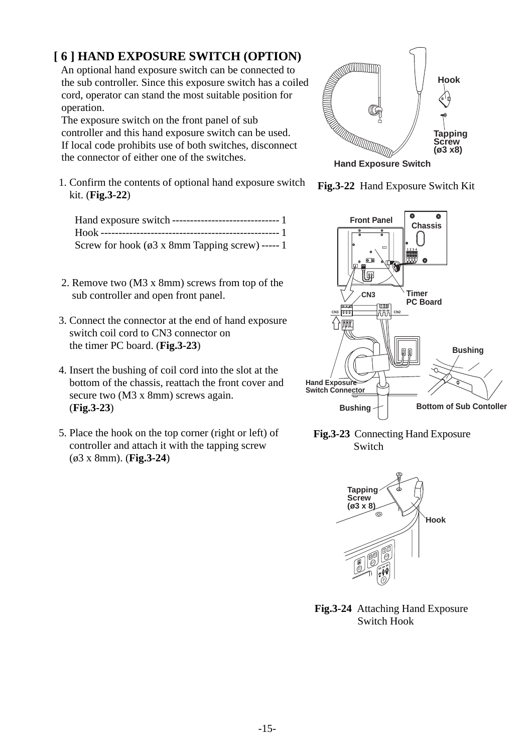## [ 6 ] HAND EXPOSURE SWITCH (OPTION)

An optional hand exposure switch can be connected to the sub controller. Since this exposure switch has a coiled cord, operator can stand the most suitable position for operation.
The exposure switch on the front panel of sub controller and this hand exposure switch can be used.
If local code prohibits use of both switches, disconnect the connector of either one of the switches.

1. Confirm the contents of optional hand exposure switch kit. (**Fig.3-22**)

   Hand exposure switch ------------------------------ 1
   Hook ------------------------------------------------- 1
   Screw for hook (ø3 x 8mm Tapping screw) ----- 1

2. Remove two (M3 x 8mm) screws from top of the sub controller and open front panel.

3. Connect the connector at the end of hand exposure switch coil cord to CN3 connector on the timer PC board. (**Fig.3-23**)

4. Insert the bushing of coil cord into the slot at the bottom of the chassis, reattach the front cover and secure two (M3 x 8mm) screws again. (**Fig.3-23**)

5. Place the hook on the top corner (right or left) of controller and attach it with the tapping screw (ø3 x 8mm). (**Fig.3-24**)

**Fig.3-22** Hand Exposure Switch Kit

**Fig.3-23** Connecting Hand Exposure Switch

**Fig.3-24** Attaching Hand Exposure Switch Hook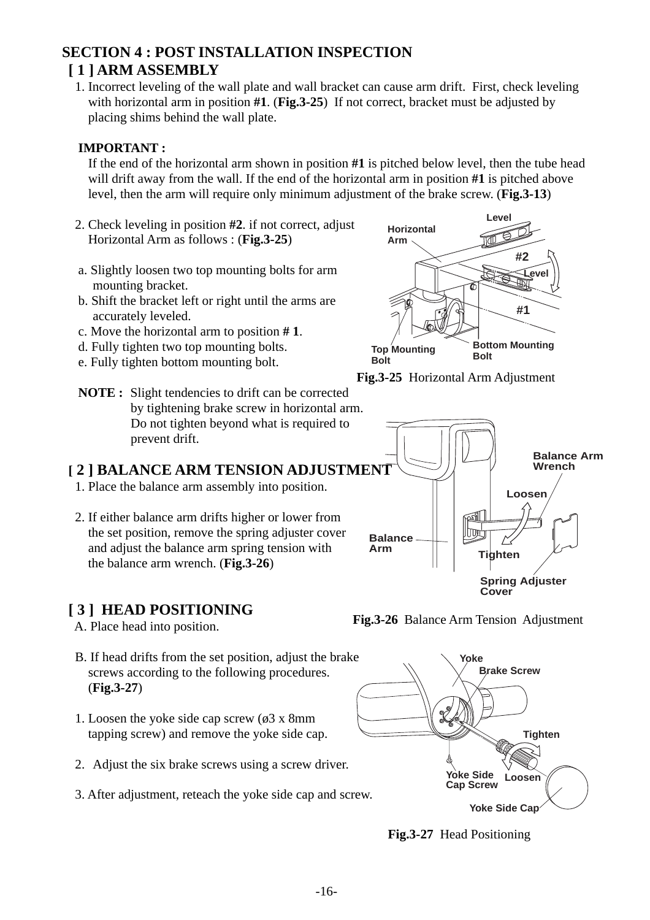# SECTION 4 : POST INSTALLATION INSPECTION

## [ 1 ] ARM ASSEMBLY

1. Incorrect leveling of the wall plate and wall bracket can cause arm drift. First, check leveling with horizontal arm in position **#1**. (**Fig.3-25**) If not correct, bracket must be adjusted by placing shims behind the wall plate.

**IMPORTANT :**
If the end of the horizontal arm shown in position **#1** is pitched below level, then the tube head will drift away from the wall. If the end of the horizontal arm in position **#1** is pitched above level, then the arm will require only minimum adjustment of the brake screw. (**Fig.3-13**)

2. Check leveling in position **#2**. if not correct, adjust Horizontal Arm as follows : (**Fig.3-25**)

   a. Slightly loosen two top mounting bolts for arm mounting bracket.
   b. Shift the bracket left or right until the arms are accurately leveled.
   c. Move the horizontal arm to position **# 1**.
   d. Fully tighten two top mounting bolts.
   e. Fully tighten bottom mounting bolt.

**Fig.3-25** Horizontal Arm Adjustment

**NOTE :** Slight tendencies to drift can be corrected by tightening brake screw in horizontal arm. Do not tighten beyond what is required to prevent drift.

## [ 2 ] BALANCE ARM TENSION ADJUSTMENT

1. Place the balance arm assembly into position.

2. If either balance arm drifts higher or lower from the set position, remove the spring adjuster cover and adjust the balance arm spring tension with the balance arm wrench. (**Fig.3-26**)

**Fig.3-26** Balance Arm Tension Adjustment

## [ 3 ] HEAD POSITIONING

A. Place head into position.

B. If head drifts from the set position, adjust the brake screws according to the following procedures. (**Fig.3-27**)

1. Loosen the yoke side cap screw (ø3 x 8mm tapping screw) and remove the yoke side cap.

2. Adjust the six brake screws using a screw driver.

3. After adjustment, reteach the yoke side cap and screw.

**Fig.3-27** Head Positioning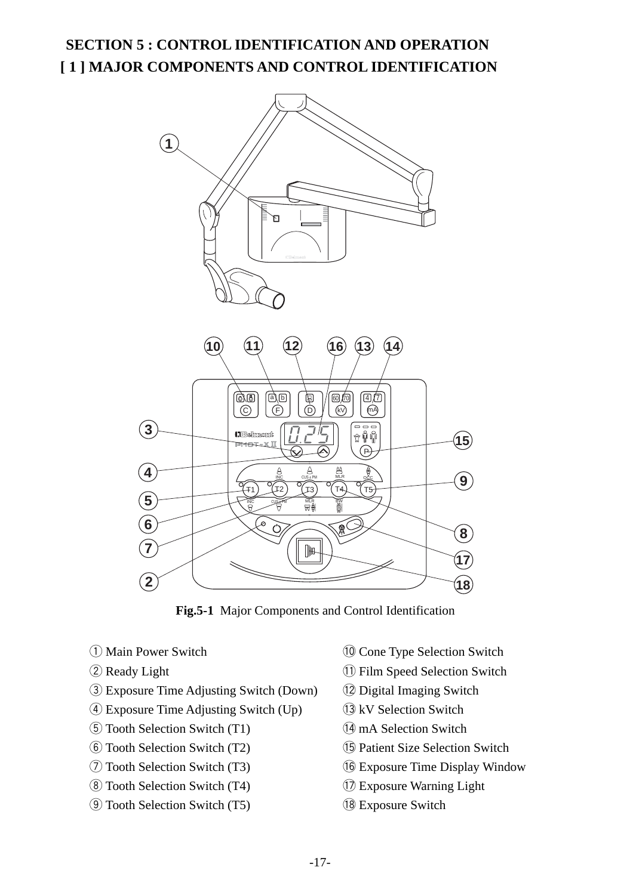# SECTION 5 : CONTROL IDENTIFICATION AND OPERATION

## [ 1 ] MAJOR COMPONENTS AND CONTROL IDENTIFICATION

**Fig.5-1** Major Components and Control Identification

① Main Power Switch
② Ready Light
③ Exposure Time Adjusting Switch (Down)
④ Exposure Time Adjusting Switch (Up)
⑤ Tooth Selection Switch (T1)
⑥ Tooth Selection Switch (T2)
⑦ Tooth Selection Switch (T3)
⑧ Tooth Selection Switch (T4)
⑨ Tooth Selection Switch (T5)
⑩ Cone Type Selection Switch
⑪ Film Speed Selection Switch
⑫ Digital Imaging Switch
⑬ kV Selection Switch
⑭ mA Selection Switch
⑮ Patient Size Selection Switch
⑯ Exposure Time Display Window
⑰ Exposure Warning Light
⑱ Exposure Switch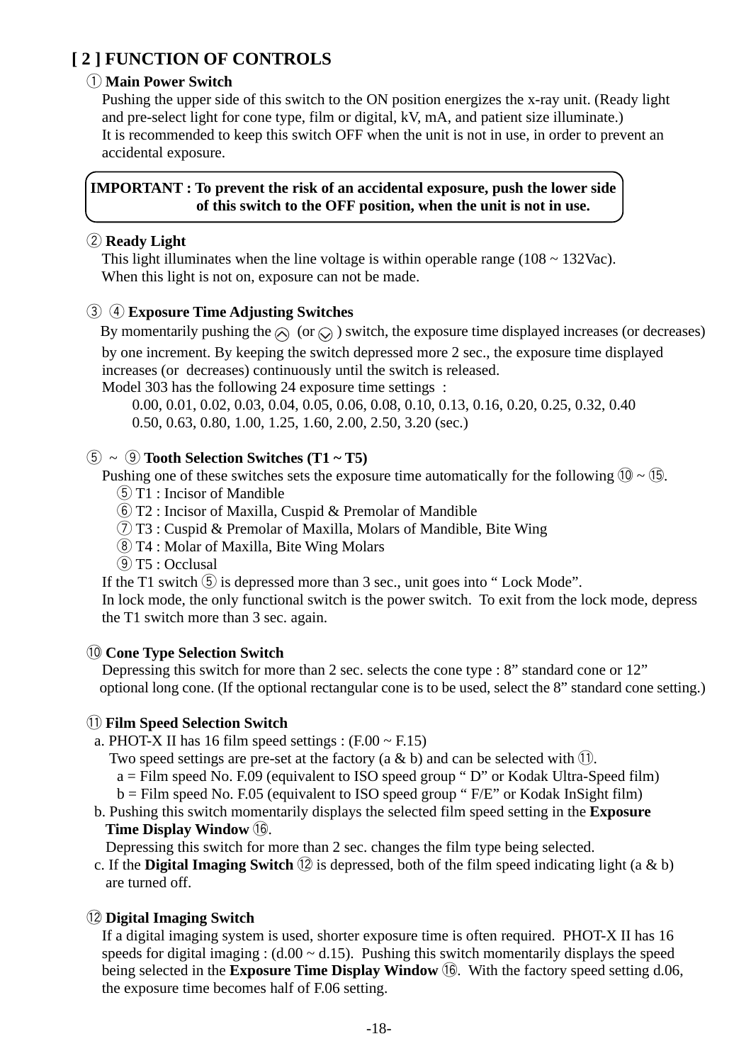## [ 2 ] FUNCTION OF CONTROLS

① **Main Power Switch**

Pushing the upper side of this switch to the ON position energizes the x-ray unit. (Ready light and pre-select light for cone type, film or digital, kV, mA, and patient size illuminate.)
It is recommended to keep this switch OFF when the unit is not in use, in order to prevent an accidental exposure.

> **IMPORTANT : To prevent the risk of an accidental exposure, push the lower side of this switch to the OFF position, when the unit is not in use.**

② **Ready Light**

This light illuminates when the line voltage is within operable range (108 ~ 132Vac).
When this light is not on, exposure can not be made.

③ ④ **Exposure Time Adjusting Switches**

By momentarily pushing the ︿ (or ﹀ ) switch, the exposure time displayed increases (or decreases) by one increment. By keeping the switch depressed more 2 sec., the exposure time displayed increases (or decreases) continuously until the switch is released.
Model 303 has the following 24 exposure time settings :

0.00, 0.01, 0.02, 0.03, 0.04, 0.05, 0.06, 0.08, 0.10, 0.13, 0.16, 0.20, 0.25, 0.32, 0.40
0.50, 0.63, 0.80, 1.00, 1.25, 1.60, 2.00, 2.50, 3.20 (sec.)

⑤ ~ ⑨ **Tooth Selection Switches (T1 ~ T5)**

Pushing one of these switches sets the exposure time automatically for the following ⑩ ~ ⑮.

- ⑤ T1 : Incisor of Mandible
- ⑥ T2 : Incisor of Maxilla, Cuspid & Premolar of Mandible
- ⑦ T3 : Cuspid & Premolar of Maxilla, Molars of Mandible, Bite Wing
- ⑧ T4 : Molar of Maxilla, Bite Wing Molars
- ⑨ T5 : Occlusal

If the T1 switch ⑤ is depressed more than 3 sec., unit goes into " Lock Mode".
In lock mode, the only functional switch is the power switch. To exit from the lock mode, depress the T1 switch more than 3 sec. again.

⑩ **Cone Type Selection Switch**

Depressing this switch for more than 2 sec. selects the cone type : 8" standard cone or 12" optional long cone. (If the optional rectangular cone is to be used, select the 8" standard cone setting.)

⑪ **Film Speed Selection Switch**

a. PHOT-X II has 16 film speed settings : (F.00 ~ F.15)
   Two speed settings are pre-set at the factory (a & b) and can be selected with ⑪.
   a = Film speed No. F.09 (equivalent to ISO speed group " D" or Kodak Ultra-Speed film)
   b = Film speed No. F.05 (equivalent to ISO speed group " F/E" or Kodak InSight film)
b. Pushing this switch momentarily displays the selected film speed setting in the **Exposure Time Display Window** ⑯.
   Depressing this switch for more than 2 sec. changes the film type being selected.
c. If the **Digital Imaging Switch** ⑫ is depressed, both of the film speed indicating light (a & b) are turned off.

⑫ **Digital Imaging Switch**

If a digital imaging system is used, shorter exposure time is often required. PHOT-X II has 16 speeds for digital imaging : (d.00 ~ d.15). Pushing this switch momentarily displays the speed being selected in the **Exposure Time Display Window** ⑯. With the factory speed setting d.06, the exposure time becomes half of F.06 setting.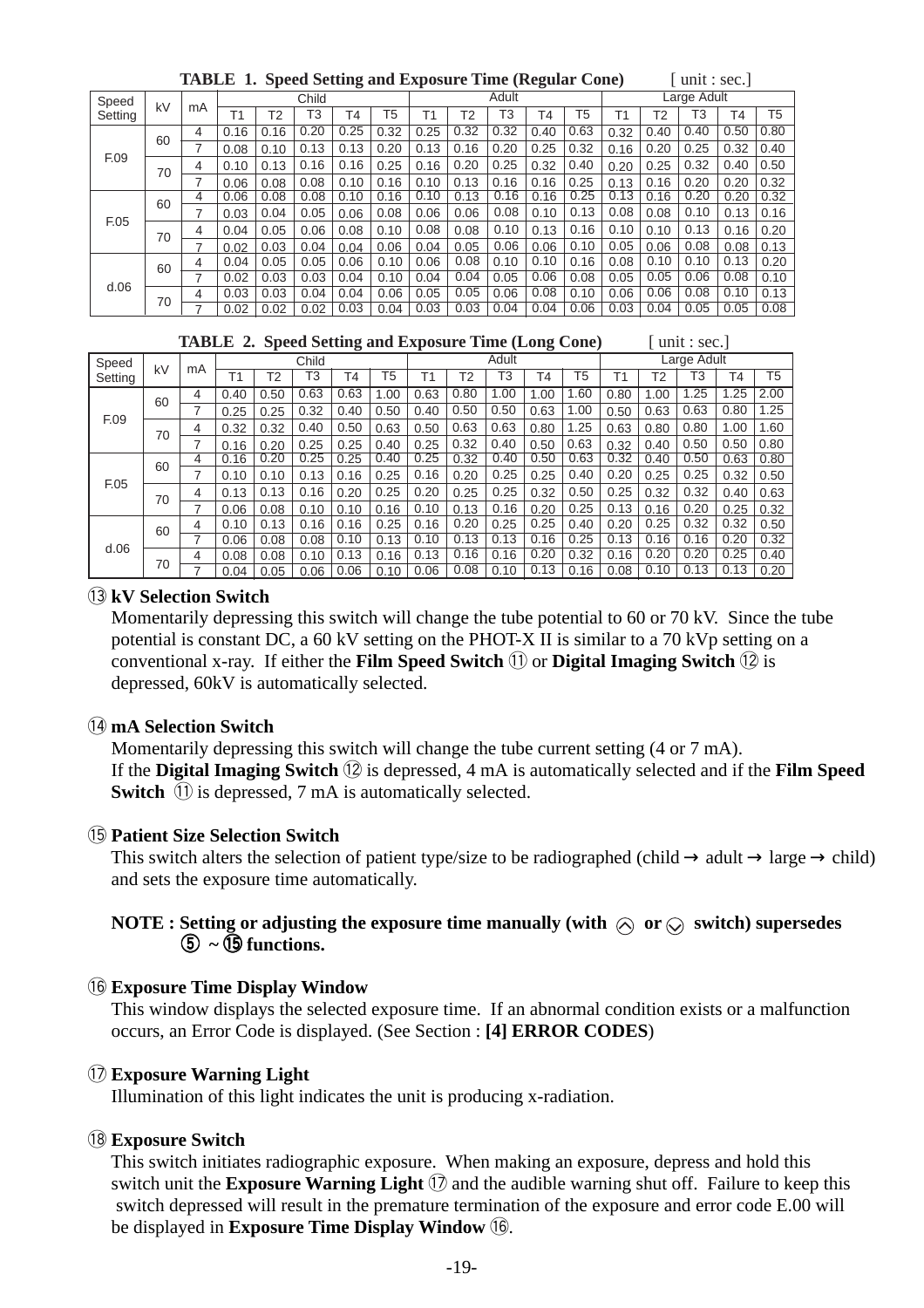**TABLE 1. Speed Setting and Exposure Time (Regular Cone)** [ unit : sec.]

| Speed Setting | kV | mA | Child | | | | | Adult | | | | | Large Adult | | | | |
|---|---|---|---|---|---|---|---|---|---|---|---|---|---|---|---|---|---|
| | | | T1 | T2 | T3 | T4 | T5 | T1 | T2 | T3 | T4 | T5 | T1 | T2 | T3 | T4 | T5 |
| F.09 | 60 | 4 | 0.16 | 0.16 | 0.20 | 0.25 | 0.32 | 0.25 | 0.32 | 0.32 | 0.40 | 0.63 | 0.32 | 0.40 | 0.40 | 0.50 | 0.80 |
| | | 7 | 0.08 | 0.10 | 0.13 | 0.13 | 0.20 | 0.13 | 0.16 | 0.20 | 0.25 | 0.32 | 0.16 | 0.20 | 0.25 | 0.32 | 0.40 |
| | 70 | 4 | 0.10 | 0.13 | 0.16 | 0.16 | 0.25 | 0.16 | 0.20 | 0.25 | 0.32 | 0.40 | 0.20 | 0.25 | 0.32 | 0.40 | 0.50 |
| | | 7 | 0.06 | 0.08 | 0.08 | 0.10 | 0.16 | 0.10 | 0.13 | 0.16 | 0.16 | 0.25 | 0.13 | 0.16 | 0.20 | 0.20 | 0.32 |
| F.05 | 60 | 4 | 0.06 | 0.08 | 0.08 | 0.10 | 0.16 | 0.10 | 0.13 | 0.16 | 0.16 | 0.25 | 0.13 | 0.16 | 0.20 | 0.20 | 0.32 |
| | | 7 | 0.03 | 0.04 | 0.05 | 0.06 | 0.08 | 0.06 | 0.06 | 0.08 | 0.10 | 0.13 | 0.08 | 0.08 | 0.10 | 0.13 | 0.16 |
| | 70 | 4 | 0.04 | 0.05 | 0.06 | 0.08 | 0.10 | 0.08 | 0.08 | 0.10 | 0.13 | 0.16 | 0.10 | 0.10 | 0.13 | 0.16 | 0.20 |
| | | 7 | 0.02 | 0.03 | 0.04 | 0.04 | 0.06 | 0.04 | 0.05 | 0.06 | 0.06 | 0.10 | 0.05 | 0.06 | 0.08 | 0.08 | 0.13 |
| d.06 | 60 | 4 | 0.04 | 0.05 | 0.05 | 0.06 | 0.10 | 0.06 | 0.08 | 0.10 | 0.10 | 0.16 | 0.08 | 0.10 | 0.10 | 0.13 | 0.20 |
| | | 7 | 0.02 | 0.03 | 0.03 | 0.04 | 0.10 | 0.04 | 0.04 | 0.05 | 0.06 | 0.08 | 0.05 | 0.05 | 0.06 | 0.08 | 0.10 |
| | 70 | 4 | 0.03 | 0.03 | 0.04 | 0.04 | 0.06 | 0.05 | 0.05 | 0.06 | 0.08 | 0.10 | 0.06 | 0.06 | 0.08 | 0.10 | 0.13 |
| | | 7 | 0.02 | 0.02 | 0.02 | 0.03 | 0.04 | 0.03 | 0.03 | 0.04 | 0.04 | 0.06 | 0.03 | 0.04 | 0.05 | 0.05 | 0.08 |

**TABLE 2. Speed Setting and Exposure Time (Long Cone)** [ unit : sec.]

| Speed Setting | kV | mA | Child | | | | | Adult | | | | | Large Adult | | | | |
|---|---|---|---|---|---|---|---|---|---|---|---|---|---|---|---|---|---|
| | | | T1 | T2 | T3 | T4 | T5 | T1 | T2 | T3 | T4 | T5 | T1 | T2 | T3 | T4 | T5 |
| F.09 | 60 | 4 | 0.40 | 0.50 | 0.63 | 0.63 | 1.00 | 0.63 | 0.80 | 1.00 | 1.00 | 1.60 | 0.80 | 1.00 | 1.25 | 1.25 | 2.00 |
| | | 7 | 0.25 | 0.25 | 0.32 | 0.40 | 0.50 | 0.40 | 0.50 | 0.50 | 0.63 | 1.00 | 0.50 | 0.63 | 0.63 | 0.80 | 1.25 |
| | 70 | 4 | 0.32 | 0.32 | 0.40 | 0.50 | 0.63 | 0.50 | 0.63 | 0.63 | 0.80 | 1.25 | 0.63 | 0.80 | 0.80 | 1.00 | 1.60 |
| | | 7 | 0.16 | 0.20 | 0.25 | 0.25 | 0.40 | 0.25 | 0.32 | 0.40 | 0.50 | 0.63 | 0.32 | 0.40 | 0.50 | 0.50 | 0.80 |
| F.05 | 60 | 4 | 0.16 | 0.20 | 0.25 | 0.25 | 0.40 | 0.25 | 0.32 | 0.40 | 0.50 | 0.63 | 0.32 | 0.40 | 0.50 | 0.63 | 0.80 |
| | | 7 | 0.10 | 0.10 | 0.13 | 0.16 | 0.25 | 0.16 | 0.20 | 0.25 | 0.25 | 0.40 | 0.20 | 0.25 | 0.25 | 0.32 | 0.50 |
| | 70 | 4 | 0.13 | 0.13 | 0.16 | 0.20 | 0.25 | 0.20 | 0.25 | 0.25 | 0.32 | 0.50 | 0.25 | 0.32 | 0.32 | 0.40 | 0.63 |
| | | 7 | 0.06 | 0.08 | 0.10 | 0.10 | 0.16 | 0.10 | 0.13 | 0.16 | 0.20 | 0.25 | 0.13 | 0.16 | 0.20 | 0.25 | 0.32 |
| d.06 | 60 | 4 | 0.10 | 0.13 | 0.16 | 0.16 | 0.25 | 0.16 | 0.20 | 0.25 | 0.25 | 0.40 | 0.20 | 0.25 | 0.32 | 0.32 | 0.50 |
| | | 7 | 0.06 | 0.08 | 0.08 | 0.10 | 0.13 | 0.10 | 0.13 | 0.13 | 0.16 | 0.25 | 0.13 | 0.16 | 0.16 | 0.20 | 0.32 |
| | 70 | 4 | 0.08 | 0.08 | 0.10 | 0.13 | 0.16 | 0.13 | 0.16 | 0.16 | 0.20 | 0.32 | 0.16 | 0.20 | 0.20 | 0.25 | 0.40 |
| | | 7 | 0.04 | 0.05 | 0.06 | 0.06 | 0.10 | 0.06 | 0.08 | 0.10 | 0.13 | 0.16 | 0.08 | 0.10 | 0.13 | 0.13 | 0.20 |

**⑬ kV Selection Switch**

Momentarily depressing this switch will change the tube potential to 60 or 70 kV. Since the tube potential is constant DC, a 60 kV setting on the PHOT-X II is similar to a 70 kVp setting on a conventional x-ray. If either the **Film Speed Switch** ⑪ or **Digital Imaging Switch** ⑫ is depressed, 60kV is automatically selected.

**⑭ mA Selection Switch**

Momentarily depressing this switch will change the tube current setting (4 or 7 mA).
If the **Digital Imaging Switch** ⑫ is depressed, 4 mA is automatically selected and if the **Film Speed Switch** ⑪ is depressed, 7 mA is automatically selected.

**⑮ Patient Size Selection Switch**

This switch alters the selection of patient type/size to be radiographed (child → adult → large → child) and sets the exposure time automatically.

**NOTE : Setting or adjusting the exposure time manually (with ⌃ or ⌄ switch) supersedes ⑤ ~ ⑮ functions.**

**⑯ Exposure Time Display Window**

This window displays the selected exposure time. If an abnormal condition exists or a malfunction occurs, an Error Code is displayed. (See Section : **[4] ERROR CODES**)

**⑰ Exposure Warning Light**

Illumination of this light indicates the unit is producing x-radiation.

**⑱ Exposure Switch**

This switch initiates radiographic exposure. When making an exposure, depress and hold this switch unit the **Exposure Warning Light** ⑰ and the audible warning shut off. Failure to keep this switch depressed will result in the premature termination of the exposure and error code E.00 will be displayed in **Exposure Time Display Window** ⑯.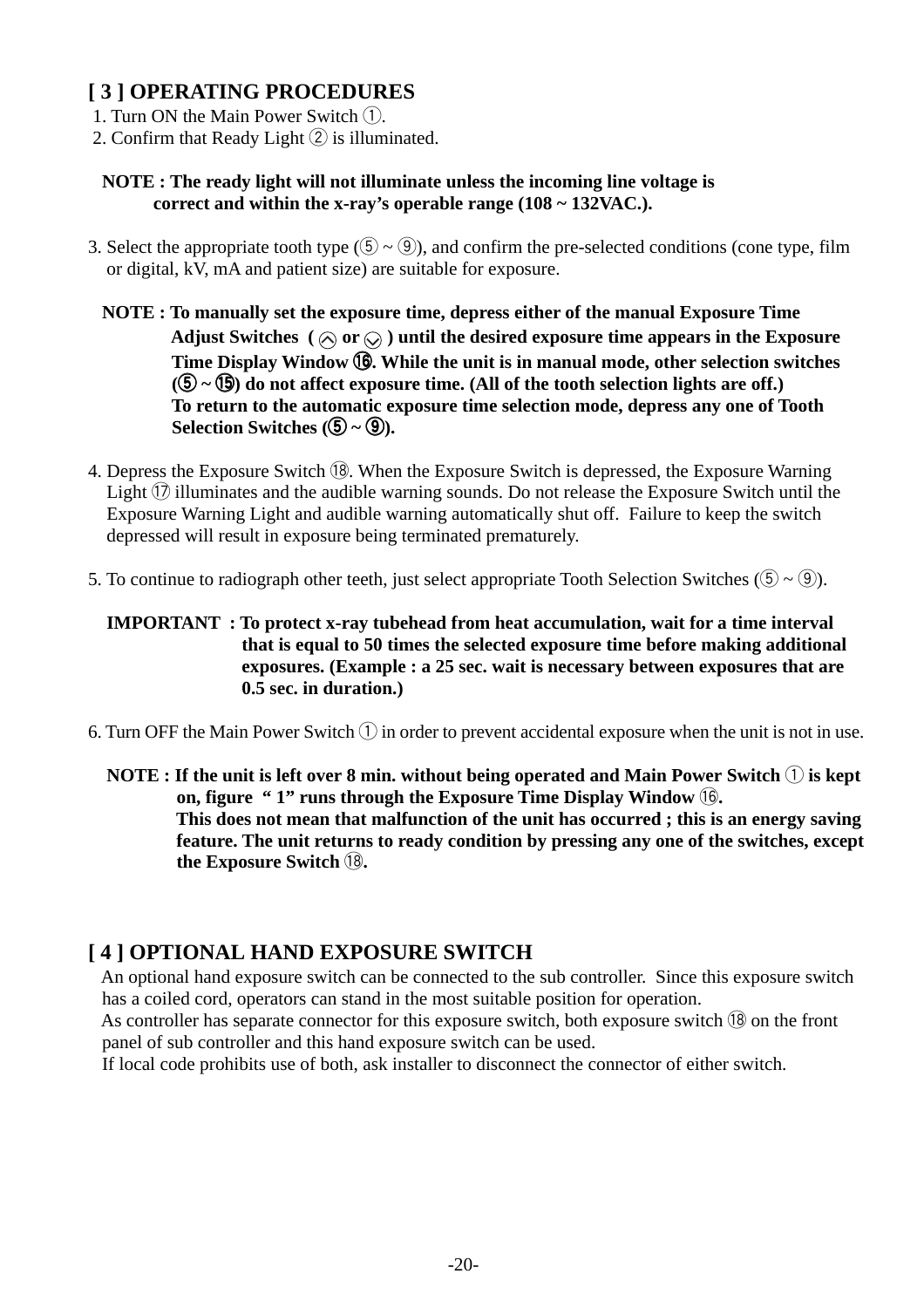## [ 3 ] OPERATING PROCEDURES

1. Turn ON the Main Power Switch ①.
2. Confirm that Ready Light ② is illuminated.

**NOTE : The ready light will not illuminate unless the incoming line voltage is correct and within the x-ray's operable range (108 ~ 132VAC.).**

3. Select the appropriate tooth type (⑤ ~ ⑨), and confirm the pre-selected conditions (cone type, film or digital, kV, mA and patient size) are suitable for exposure.

**NOTE : To manually set the exposure time, depress either of the manual Exposure Time Adjust Switches ( ⌃ or ⌄ ) until the desired exposure time appears in the Exposure Time Display Window ⑯. While the unit is in manual mode, other selection switches (⑤ ~ ⑮) do not affect exposure time. (All of the tooth selection lights are off.) To return to the automatic exposure time selection mode, depress any one of Tooth Selection Switches (⑤ ~ ⑨).**

4. Depress the Exposure Switch ⑱. When the Exposure Switch is depressed, the Exposure Warning Light ⑰ illuminates and the audible warning sounds. Do not release the Exposure Switch until the Exposure Warning Light and audible warning automatically shut off. Failure to keep the switch depressed will result in exposure being terminated prematurely.

5. To continue to radiograph other teeth, just select appropriate Tooth Selection Switches (⑤ ~ ⑨).

**IMPORTANT : To protect x-ray tubehead from heat accumulation, wait for a time interval that is equal to 50 times the selected exposure time before making additional exposures. (Example : a 25 sec. wait is necessary between exposures that are 0.5 sec. in duration.)**

6. Turn OFF the Main Power Switch ① in order to prevent accidental exposure when the unit is not in use.

**NOTE : If the unit is left over 8 min. without being operated and Main Power Switch ① is kept on, figure " 1" runs through the Exposure Time Display Window ⑯. This does not mean that malfunction of the unit has occurred ; this is an energy saving feature. The unit returns to ready condition by pressing any one of the switches, except the Exposure Switch ⑱.**

## [ 4 ] OPTIONAL HAND EXPOSURE SWITCH

An optional hand exposure switch can be connected to the sub controller. Since this exposure switch has a coiled cord, operators can stand in the most suitable position for operation.
As controller has separate connector for this exposure switch, both exposure switch ⑱ on the front panel of sub controller and this hand exposure switch can be used.
If local code prohibits use of both, ask installer to disconnect the connector of either switch.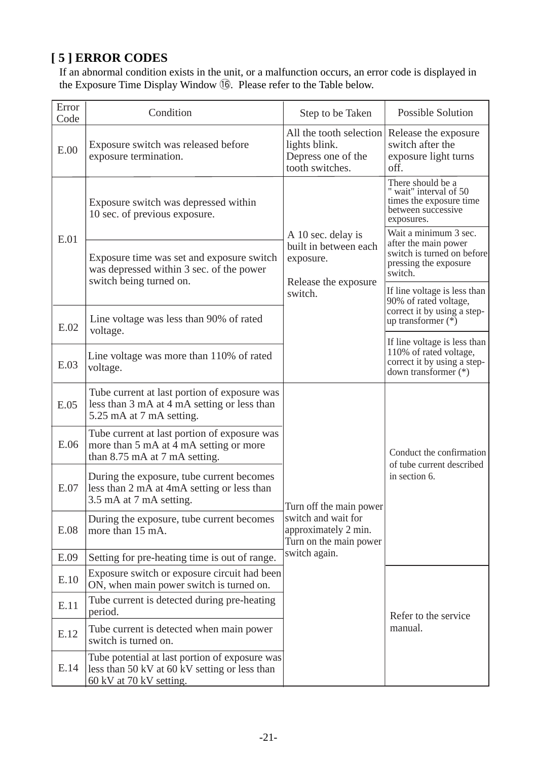## [ 5 ] ERROR CODES

If an abnormal condition exists in the unit, or a malfunction occurs, an error code is displayed in the Exposure Time Display Window ⑯. Please refer to the Table below.

| Error Code | Condition | Step to be Taken | Possible Solution |
|---|---|---|---|
| E.00 | Exposure switch was released before exposure termination. | All the tooth selection lights blink. Depress one of the tooth switches. | Release the exposure switch after the exposure light turns off. |
| E.01 | Exposure switch was depressed within 10 sec. of previous exposure. | A 10 sec. delay is built in between each exposure. Release the exposure switch. | There should be a " wait" interval of 50 times the exposure time between successive exposures. |
| | Exposure time was set and exposure switch was depressed within 3 sec. of the power switch being turned on. | | Wait a minimum 3 sec. after the main power switch is turned on before pressing the exposure switch. |
| E.02 | Line voltage was less than 90% of rated voltage. | | If line voltage is less than 90% of rated voltage, correct it by using a step-up transformer (*) |
| E.03 | Line voltage was more than 110% of rated voltage. | | If line voltage is less than 110% of rated voltage, correct it by using a step-down transformer (*) |
| E.05 | Tube current at last portion of exposure was less than 3 mA at 4 mA setting or less than 5.25 mA at 7 mA setting. | Turn off the main power switch and wait for approximately 2 min. Turn on the main power switch again. | Conduct the confirmation of tube current described in section 6. |
| E.06 | Tube current at last portion of exposure was more than 5 mA at 4 mA setting or more than 8.75 mA at 7 mA setting. | | |
| E.07 | During the exposure, tube current becomes less than 2 mA at 4mA setting or less than 3.5 mA at 7 mA setting. | | |
| E.08 | During the exposure, tube current becomes more than 15 mA. | | |
| E.09 | Setting for pre-heating time is out of range. | | |
| E.10 | Exposure switch or exposure circuit had been ON, when main power switch is turned on. | | Refer to the service manual. |
| E.11 | Tube current is detected during pre-heating period. | | |
| E.12 | Tube current is detected when main power switch is turned on. | | |
| E.14 | Tube potential at last portion of exposure was less than 50 kV at 60 kV setting or less than 60 kV at 70 kV setting. | | |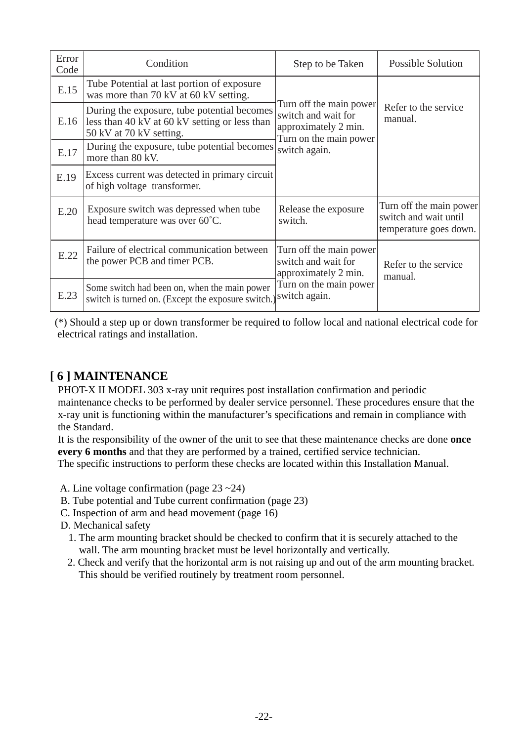| Error Code | Condition | Step to be Taken | Possible Solution |
|---|---|---|---|
| E.15 | Tube Potential at last portion of exposure was more than 70 kV at 60 kV setting. | Turn off the main power switch and wait for approximately 2 min. Turn on the main power switch again. | Refer to the service manual. |
| E.16 | During the exposure, tube potential becomes less than 40 kV at 60 kV setting or less than 50 kV at 70 kV setting. | | |
| E.17 | During the exposure, tube potential becomes more than 80 kV. | | |
| E.19 | Excess current was detected in primary circuit of high voltage transformer. | | |
| E.20 | Exposure switch was depressed when tube head temperature was over 60˚C. | Release the exposure switch. | Turn off the main power switch and wait until temperature goes down. |
| E.22 | Failure of electrical communication between the power PCB and timer PCB. | Turn off the main power switch and wait for approximately 2 min. Turn on the main power switch again. | Refer to the service manual. |
| E.23 | Some switch had been on, when the main power switch is turned on. (Except the exposure switch.) | | |

(*) Should a step up or down transformer be required to follow local and national electrical code for electrical ratings and installation.

## [ 6 ] MAINTENANCE

PHOT-X II MODEL 303 x-ray unit requires post installation confirmation and periodic maintenance checks to be performed by dealer service personnel. These procedures ensure that the x-ray unit is functioning within the manufacturer's specifications and remain in compliance with the Standard.
It is the responsibility of the owner of the unit to see that these maintenance checks are done **once every 6 months** and that they are performed by a trained, certified service technician.
The specific instructions to perform these checks are located within this Installation Manual.

A. Line voltage confirmation (page 23 ~24)
B. Tube potential and Tube current confirmation (page 23)
C. Inspection of arm and head movement (page 16)
D. Mechanical safety
  1. The arm mounting bracket should be checked to confirm that it is securely attached to the wall. The arm mounting bracket must be level horizontally and vertically.
  2. Check and verify that the horizontal arm is not raising up and out of the arm mounting bracket. This should be verified routinely by treatment room personnel.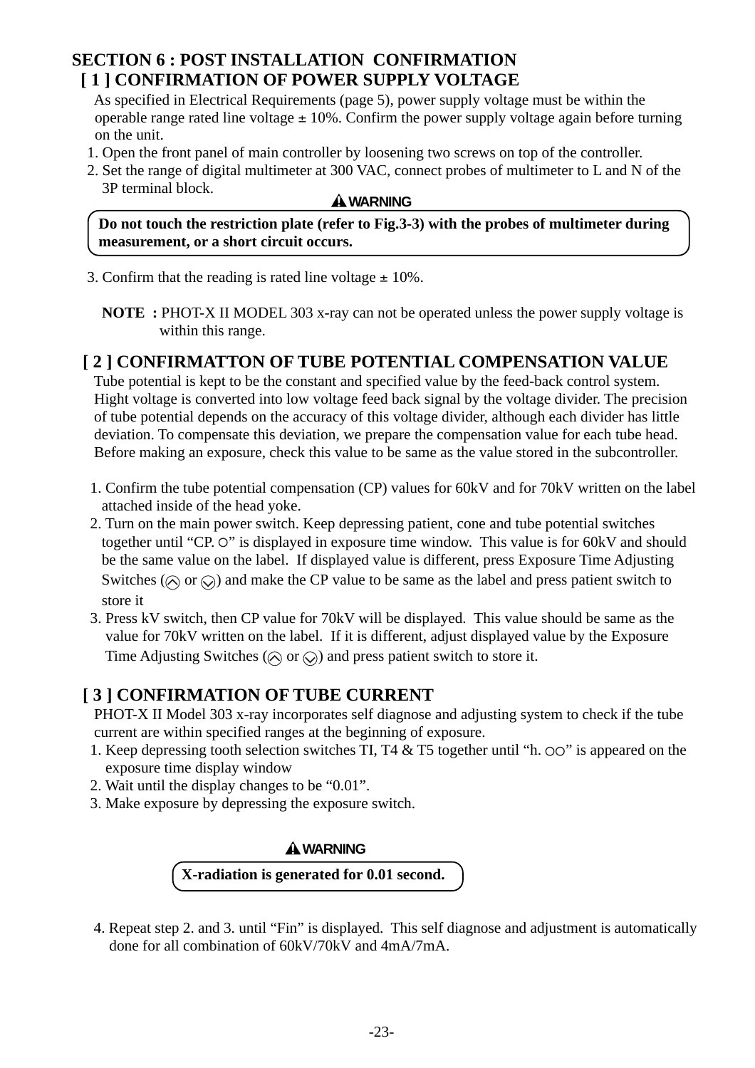# SECTION 6 : POST INSTALLATION CONFIRMATION

## [ 1 ] CONFIRMATION OF POWER SUPPLY VOLTAGE

As specified in Electrical Requirements (page 5), power supply voltage must be within the operable range rated line voltage ± 10%. Confirm the power supply voltage again before turning on the unit.

1. Open the front panel of main controller by loosening two screws on top of the controller.
2. Set the range of digital multimeter at 300 VAC, connect probes of multimeter to L and N of the 3P terminal block.

**⚠ WARNING**

**Do not touch the restriction plate (refer to Fig.3-3) with the probes of multimeter during measurement, or a short circuit occurs.**

3. Confirm that the reading is rated line voltage ± 10%.

**NOTE :** PHOT-X II MODEL 303 x-ray can not be operated unless the power supply voltage is within this range.

## [ 2 ] CONFIRMATTON OF TUBE POTENTIAL COMPENSATION VALUE

Tube potential is kept to be the constant and specified value by the feed-back control system. Hight voltage is converted into low voltage feed back signal by the voltage divider. The precision of tube potential depends on the accuracy of this voltage divider, although each divider has little deviation. To compensate this deviation, we prepare the compensation value for each tube head. Before making an exposure, check this value to be same as the value stored in the subcontroller.

1. Confirm the tube potential compensation (CP) values for 60kV and for 70kV written on the label attached inside of the head yoke.
2. Turn on the main power switch. Keep depressing patient, cone and tube potential switches together until "CP. ○" is displayed in exposure time window. This value is for 60kV and should be the same value on the label. If displayed value is different, press Exposure Time Adjusting Switches (⌃ or ⌄) and make the CP value to be same as the label and press patient switch to store it
3. Press kV switch, then CP value for 70kV will be displayed. This value should be same as the value for 70kV written on the label. If it is different, adjust displayed value by the Exposure Time Adjusting Switches (⌃ or ⌄) and press patient switch to store it.

## [ 3 ] CONFIRMATION OF TUBE CURRENT

PHOT-X II Model 303 x-ray incorporates self diagnose and adjusting system to check if the tube current are within specified ranges at the beginning of exposure.

1. Keep depressing tooth selection switches TI, T4 & T5 together until "h. ○○" is appeared on the exposure time display window
2. Wait until the display changes to be "0.01".
3. Make exposure by depressing the exposure switch.

**⚠ WARNING**

**X-radiation is generated for 0.01 second.**

4. Repeat step 2. and 3. until "Fin" is displayed. This self diagnose and adjustment is automatically done for all combination of 60kV/70kV and 4mA/7mA.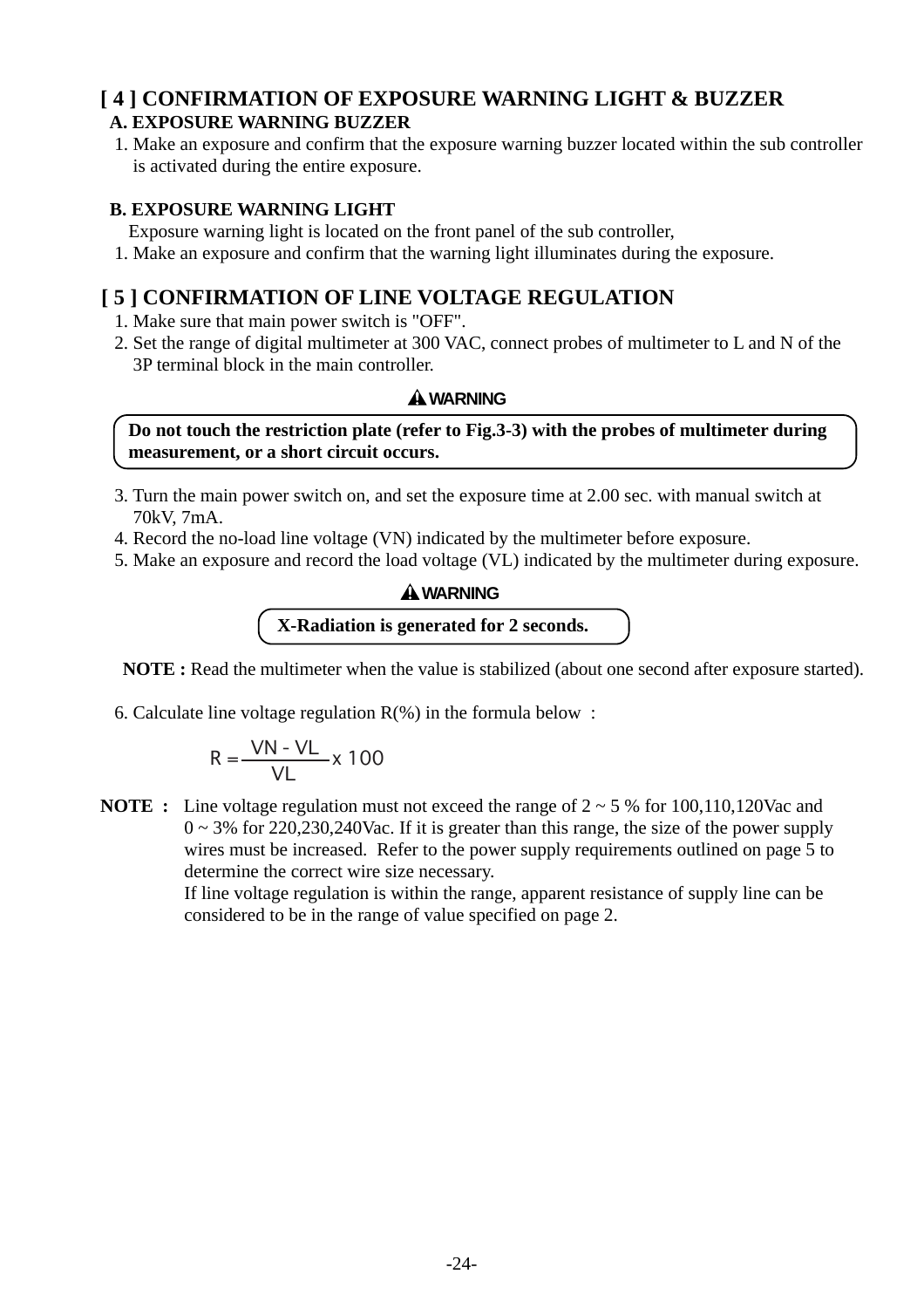## [ 4 ] CONFIRMATION OF EXPOSURE WARNING LIGHT & BUZZER

### A. EXPOSURE WARNING BUZZER

1. Make an exposure and confirm that the exposure warning buzzer located within the sub controller is activated during the entire exposure.

### B. EXPOSURE WARNING LIGHT

Exposure warning light is located on the front panel of the sub controller,

1. Make an exposure and confirm that the warning light illuminates during the exposure.

## [ 5 ] CONFIRMATION OF LINE VOLTAGE REGULATION

1. Make sure that main power switch is "OFF".
2. Set the range of digital multimeter at 300 VAC, connect probes of multimeter to L and N of the 3P terminal block in the main controller.

**⚠ WARNING**

**Do not touch the restriction plate (refer to Fig.3-3) with the probes of multimeter during measurement, or a short circuit occurs.**

3. Turn the main power switch on, and set the exposure time at 2.00 sec. with manual switch at 70kV, 7mA.
4. Record the no-load line voltage (VN) indicated by the multimeter before exposure.
5. Make an exposure and record the load voltage (VL) indicated by the multimeter during exposure.

**⚠ WARNING**

**X-Radiation is generated for 2 seconds.**

**NOTE :** Read the multimeter when the value is stabilized (about one second after exposure started).

6. Calculate line voltage regulation R(%) in the formula below :

$$R = \frac{VN - VL}{VL} \times 100$$

**NOTE :** Line voltage regulation must not exceed the range of 2 ~ 5 % for 100,110,120Vac and 0 ~ 3% for 220,230,240Vac. If it is greater than this range, the size of the power supply wires must be increased. Refer to the power supply requirements outlined on page 5 to determine the correct wire size necessary.
If line voltage regulation is within the range, apparent resistance of supply line can be considered to be in the range of value specified on page 2.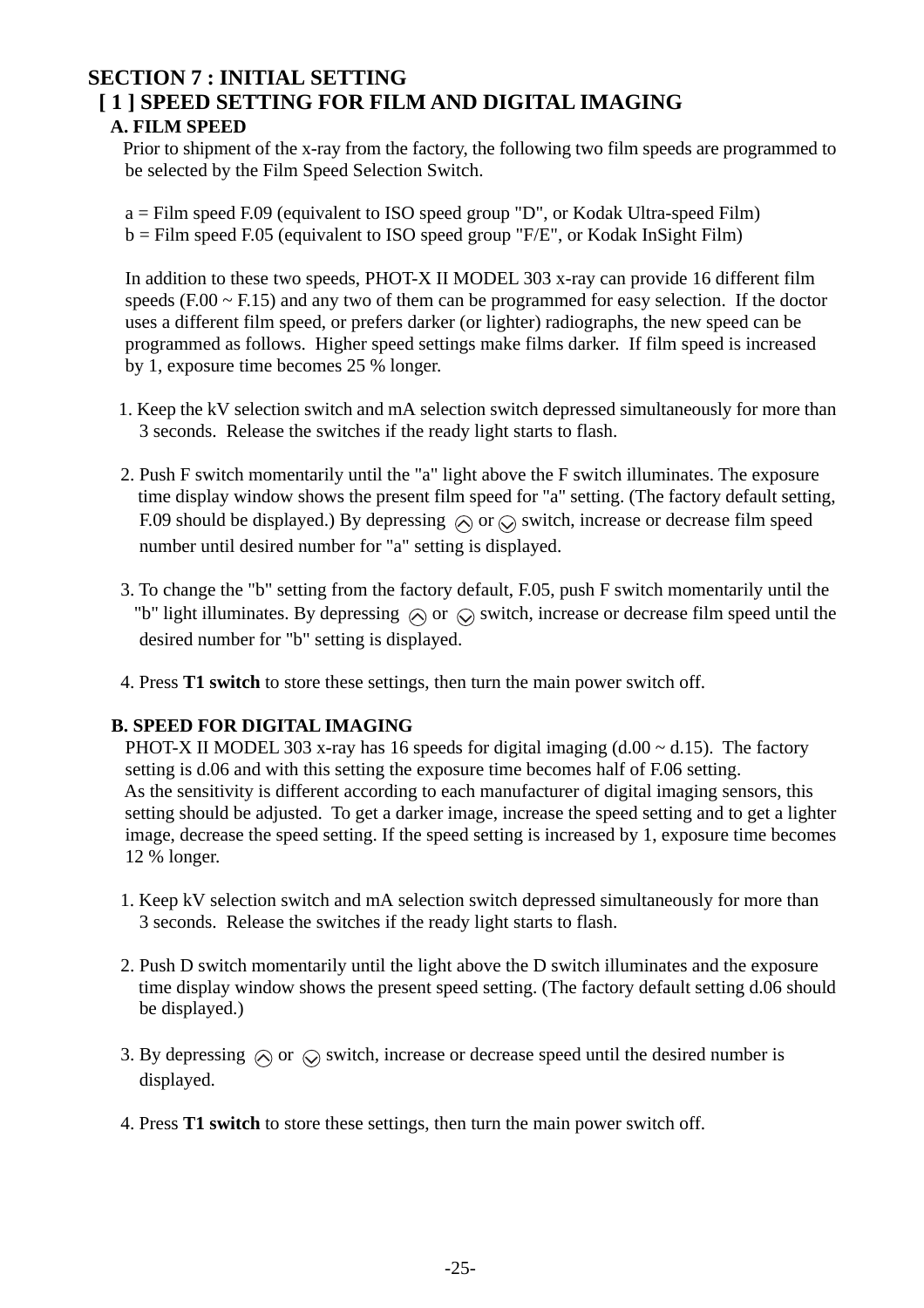# SECTION 7 : INITIAL SETTING

## [ 1 ] SPEED SETTING FOR FILM AND DIGITAL IMAGING

### A. FILM SPEED

Prior to shipment of the x-ray from the factory, the following two film speeds are programmed to be selected by the Film Speed Selection Switch.

a = Film speed F.09 (equivalent to ISO speed group "D", or Kodak Ultra-speed Film)
b = Film speed F.05 (equivalent to ISO speed group "F/E", or Kodak InSight Film)

In addition to these two speeds, PHOT-X II MODEL 303 x-ray can provide 16 different film speeds (F.00 ~ F.15) and any two of them can be programmed for easy selection. If the doctor uses a different film speed, or prefers darker (or lighter) radiographs, the new speed can be programmed as follows. Higher speed settings make films darker. If film speed is increased by 1, exposure time becomes 25 % longer.

1. Keep the kV selection switch and mA selection switch depressed simultaneously for more than 3 seconds. Release the switches if the ready light starts to flash.
2. Push F switch momentarily until the "a" light above the F switch illuminates. The exposure time display window shows the present film speed for "a" setting. (The factory default setting, F.09 should be displayed.) By depressing ︿ or ﹀ switch, increase or decrease film speed number until desired number for "a" setting is displayed.
3. To change the "b" setting from the factory default, F.05, push F switch momentarily until the "b" light illuminates. By depressing ︿ or ﹀ switch, increase or decrease film speed until the desired number for "b" setting is displayed.
4. Press **T1 switch** to store these settings, then turn the main power switch off.

### B. SPEED FOR DIGITAL IMAGING

PHOT-X II MODEL 303 x-ray has 16 speeds for digital imaging (d.00 ~ d.15). The factory setting is d.06 and with this setting the exposure time becomes half of F.06 setting.
As the sensitivity is different according to each manufacturer of digital imaging sensors, this setting should be adjusted. To get a darker image, increase the speed setting and to get a lighter image, decrease the speed setting. If the speed setting is increased by 1, exposure time becomes 12 % longer.

1. Keep kV selection switch and mA selection switch depressed simultaneously for more than 3 seconds. Release the switches if the ready light starts to flash.
2. Push D switch momentarily until the light above the D switch illuminates and the exposure time display window shows the present speed setting. (The factory default setting d.06 should be displayed.)
3. By depressing ︿ or ﹀ switch, increase or decrease speed until the desired number is displayed.
4. Press **T1 switch** to store these settings, then turn the main power switch off.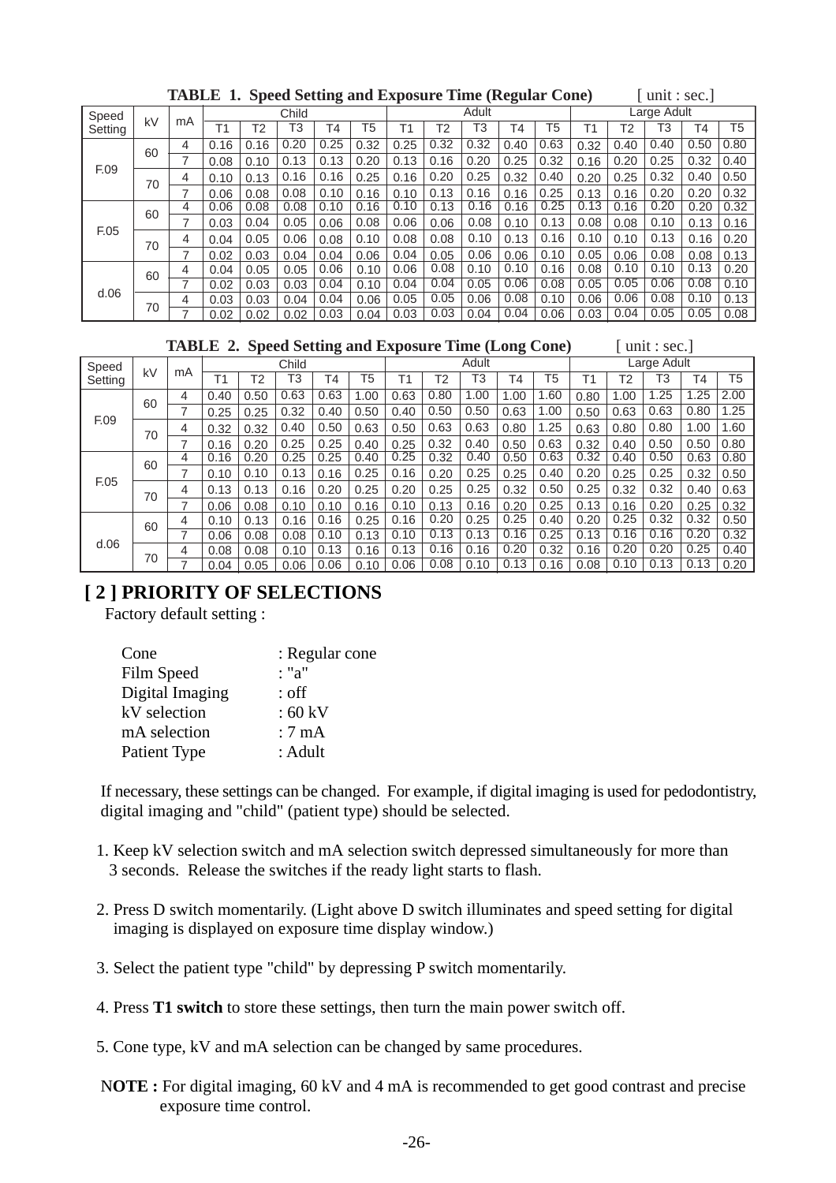**TABLE 1. Speed Setting and Exposure Time (Regular Cone)** [ unit : sec.]

| Speed Setting | kV | mA | Child | | | | | Adult | | | | | Large Adult | | | | |
|---|---|---|---|---|---|---|---|---|---|---|---|---|---|---|---|---|---|
| | | | T1 | T2 | T3 | T4 | T5 | T1 | T2 | T3 | T4 | T5 | T1 | T2 | T3 | T4 | T5 |
| F.09 | 60 | 4 | 0.16 | 0.16 | 0.20 | 0.25 | 0.32 | 0.25 | 0.32 | 0.32 | 0.40 | 0.63 | 0.32 | 0.40 | 0.40 | 0.50 | 0.80 |
| | | 7 | 0.08 | 0.10 | 0.13 | 0.13 | 0.20 | 0.13 | 0.16 | 0.20 | 0.25 | 0.32 | 0.16 | 0.20 | 0.25 | 0.32 | 0.40 |
| | 70 | 4 | 0.10 | 0.13 | 0.16 | 0.16 | 0.25 | 0.16 | 0.20 | 0.25 | 0.32 | 0.40 | 0.20 | 0.25 | 0.32 | 0.40 | 0.50 |
| | | 7 | 0.06 | 0.08 | 0.08 | 0.10 | 0.16 | 0.10 | 0.13 | 0.16 | 0.16 | 0.25 | 0.13 | 0.16 | 0.20 | 0.20 | 0.32 |
| F.05 | 60 | 4 | 0.06 | 0.08 | 0.08 | 0.10 | 0.16 | 0.10 | 0.13 | 0.16 | 0.16 | 0.25 | 0.13 | 0.16 | 0.20 | 0.20 | 0.32 |
| | | 7 | 0.03 | 0.04 | 0.05 | 0.06 | 0.08 | 0.06 | 0.06 | 0.08 | 0.10 | 0.13 | 0.08 | 0.08 | 0.10 | 0.13 | 0.16 |
| | 70 | 4 | 0.04 | 0.05 | 0.06 | 0.08 | 0.10 | 0.08 | 0.08 | 0.10 | 0.13 | 0.16 | 0.10 | 0.10 | 0.13 | 0.16 | 0.20 |
| | | 7 | 0.02 | 0.03 | 0.04 | 0.04 | 0.06 | 0.04 | 0.05 | 0.06 | 0.06 | 0.10 | 0.05 | 0.06 | 0.08 | 0.08 | 0.13 |
| d.06 | 60 | 4 | 0.04 | 0.05 | 0.05 | 0.06 | 0.10 | 0.06 | 0.08 | 0.10 | 0.10 | 0.16 | 0.08 | 0.10 | 0.10 | 0.13 | 0.20 |
| | | 7 | 0.02 | 0.03 | 0.03 | 0.04 | 0.10 | 0.04 | 0.04 | 0.05 | 0.06 | 0.08 | 0.05 | 0.05 | 0.06 | 0.08 | 0.10 |
| | 70 | 4 | 0.03 | 0.03 | 0.04 | 0.04 | 0.06 | 0.05 | 0.05 | 0.06 | 0.08 | 0.10 | 0.06 | 0.06 | 0.08 | 0.10 | 0.13 |
| | | 7 | 0.02 | 0.02 | 0.02 | 0.03 | 0.04 | 0.03 | 0.03 | 0.04 | 0.04 | 0.06 | 0.03 | 0.04 | 0.05 | 0.05 | 0.08 |

**TABLE 2. Speed Setting and Exposure Time (Long Cone)** [ unit : sec.]

| Speed Setting | kV | mA | Child | | | | | Adult | | | | | Large Adult | | | | |
|---|---|---|---|---|---|---|---|---|---|---|---|---|---|---|---|---|---|
| | | | T1 | T2 | T3 | T4 | T5 | T1 | T2 | T3 | T4 | T5 | T1 | T2 | T3 | T4 | T5 |
| F.09 | 60 | 4 | 0.40 | 0.50 | 0.63 | 0.63 | 1.00 | 0.63 | 0.80 | 1.00 | 1.00 | 1.60 | 0.80 | 1.00 | 1.25 | 1.25 | 2.00 |
| | | 7 | 0.25 | 0.25 | 0.32 | 0.40 | 0.50 | 0.40 | 0.50 | 0.50 | 0.63 | 1.00 | 0.50 | 0.63 | 0.63 | 0.80 | 1.25 |
| | 70 | 4 | 0.32 | 0.32 | 0.40 | 0.50 | 0.63 | 0.50 | 0.63 | 0.63 | 0.80 | 1.25 | 0.63 | 0.80 | 0.80 | 1.00 | 1.60 |
| | | 7 | 0.16 | 0.20 | 0.25 | 0.25 | 0.40 | 0.25 | 0.32 | 0.40 | 0.50 | 0.63 | 0.32 | 0.40 | 0.50 | 0.50 | 0.80 |
| F.05 | 60 | 4 | 0.16 | 0.20 | 0.25 | 0.25 | 0.40 | 0.25 | 0.32 | 0.40 | 0.50 | 0.63 | 0.32 | 0.40 | 0.50 | 0.63 | 0.80 |
| | | 7 | 0.10 | 0.10 | 0.13 | 0.16 | 0.25 | 0.16 | 0.20 | 0.25 | 0.25 | 0.40 | 0.20 | 0.25 | 0.25 | 0.32 | 0.50 |
| | 70 | 4 | 0.13 | 0.13 | 0.16 | 0.20 | 0.25 | 0.20 | 0.25 | 0.25 | 0.32 | 0.50 | 0.25 | 0.32 | 0.32 | 0.40 | 0.63 |
| | | 7 | 0.06 | 0.08 | 0.10 | 0.10 | 0.16 | 0.10 | 0.13 | 0.16 | 0.20 | 0.25 | 0.13 | 0.16 | 0.20 | 0.25 | 0.32 |
| d.06 | 60 | 4 | 0.10 | 0.13 | 0.16 | 0.16 | 0.25 | 0.16 | 0.20 | 0.25 | 0.25 | 0.40 | 0.20 | 0.25 | 0.32 | 0.32 | 0.50 |
| | | 7 | 0.06 | 0.08 | 0.08 | 0.10 | 0.13 | 0.10 | 0.13 | 0.13 | 0.16 | 0.25 | 0.13 | 0.16 | 0.16 | 0.20 | 0.32 |
| | 70 | 4 | 0.08 | 0.08 | 0.10 | 0.13 | 0.16 | 0.13 | 0.16 | 0.16 | 0.20 | 0.32 | 0.16 | 0.20 | 0.20 | 0.25 | 0.40 |
| | | 7 | 0.04 | 0.05 | 0.06 | 0.06 | 0.10 | 0.06 | 0.08 | 0.10 | 0.13 | 0.16 | 0.08 | 0.10 | 0.13 | 0.13 | 0.20 |

## [ 2 ] PRIORITY OF SELECTIONS

Factory default setting :

| | |
|---|---|
| Cone | : Regular cone |
| Film Speed | : "a" |
| Digital Imaging | : off |
| kV selection | : 60 kV |
| mA selection | : 7 mA |
| Patient Type | : Adult |

If necessary, these settings can be changed. For example, if digital imaging is used for pedodontistry, digital imaging and "child" (patient type) should be selected.

1. Keep kV selection switch and mA selection switch depressed simultaneously for more than 3 seconds. Release the switches if the ready light starts to flash.
2. Press D switch momentarily. (Light above D switch illuminates and speed setting for digital imaging is displayed on exposure time display window.)
3. Select the patient type "child" by depressing P switch momentarily.
4. Press **T1 switch** to store these settings, then turn the main power switch off.
5. Cone type, kV and mA selection can be changed by same procedures.

**NOTE :** For digital imaging, 60 kV and 4 mA is recommended to get good contrast and precise exposure time control.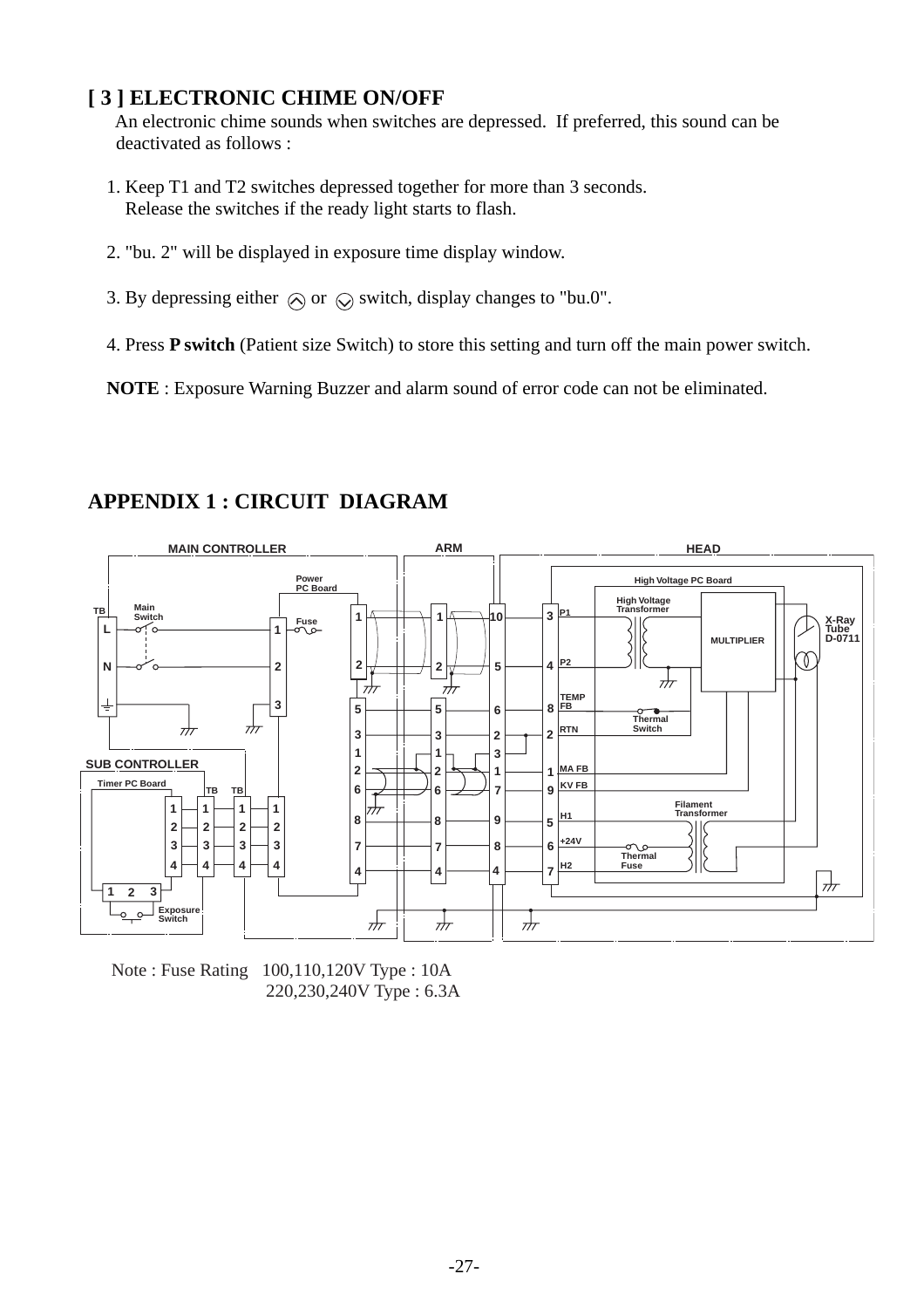## [ 3 ] ELECTRONIC CHIME ON/OFF

An electronic chime sounds when switches are depressed. If preferred, this sound can be deactivated as follows :

1. Keep T1 and T2 switches depressed together for more than 3 seconds. Release the switches if the ready light starts to flash.

2. "bu. 2" will be displayed in exposure time display window.

3. By depressing either ︿ or ﹀ switch, display changes to "bu.0".

4. Press **P switch** (Patient size Switch) to store this setting and turn off the main power switch.

**NOTE** : Exposure Warning Buzzer and alarm sound of error code can not be eliminated.

## APPENDIX 1 : CIRCUIT DIAGRAM

Note : Fuse Rating 100,110,120V Type : 10A
220,230,240V Type : 6.3A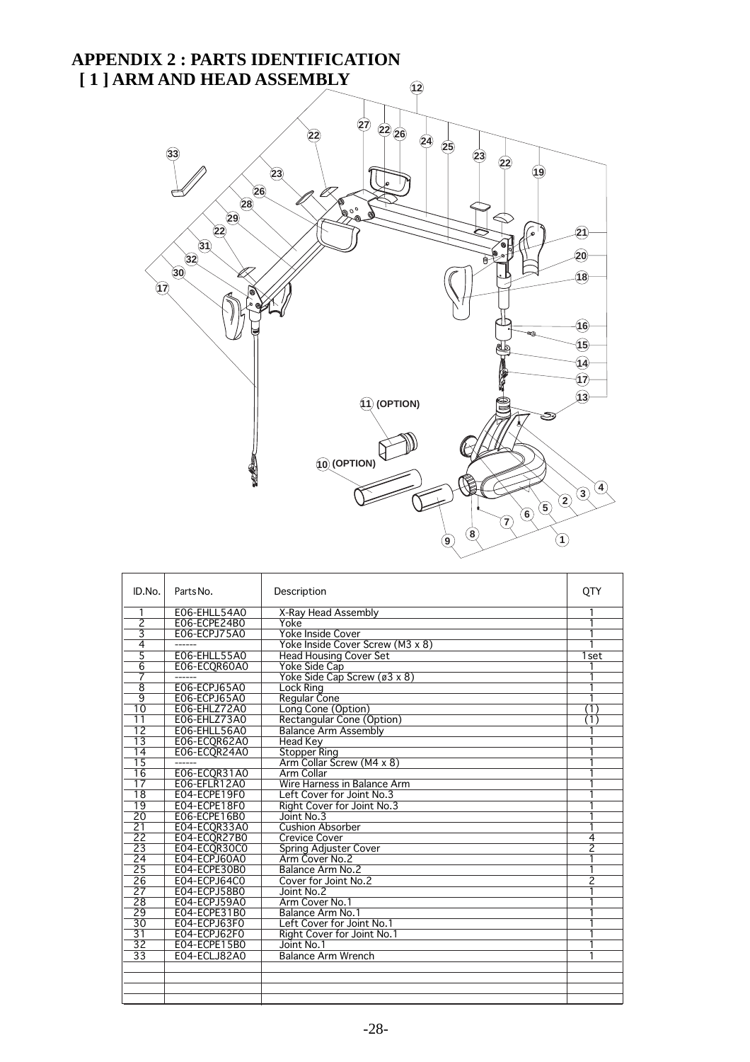# APPENDIX 2 : PARTS IDENTIFICATION

## [ 1 ] ARM AND HEAD ASSEMBLY

| ID.No. | Parts No. | Description | QTY |
|---|---|---|---|
| 1 | E06-EHLL54A0 | X-Ray Head Assembly | 1 |
| 2 | E06-ECPE24B0 | Yoke | 1 |
| 3 | E06-ECPJ75A0 | Yoke Inside Cover | 1 |
| 4 | ------ | Yoke Inside Cover Screw (M3 x 8) | 1 |
| 5 | E06-EHLL55A0 | Head Housing Cover Set | 1set |
| 6 | E06-ECQR60A0 | Yoke Side Cap | 1 |
| 7 | ------ | Yoke Side Cap Screw (ø3 x 8) | 1 |
| 8 | E06-ECPJ65A0 | Lock Ring | 1 |
| 9 | E06-ECPJ65A0 | Regular Cone | 1 |
| 10 | E06-EHLZ72A0 | Long Cone (Option) | (1) |
| 11 | E06-EHLZ73A0 | Rectangular Cone (Option) | (1) |
| 12 | E06-EHLL56A0 | Balance Arm Assembly | 1 |
| 13 | E06-ECQR62A0 | Head Key | 1 |
| 14 | E06-ECQR24A0 | Stopper Ring | 1 |
| 15 | ------ | Arm Collar Screw (M4 x 8) | 1 |
| 16 | E06-ECQR31A0 | Arm Collar | 1 |
| 17 | E06-EFLR12A0 | Wire Harness in Balance Arm | 1 |
| 18 | E04-ECPE19F0 | Left Cover for Joint No.3 | 1 |
| 19 | E04-ECPE18F0 | Right Cover for Joint No.3 | 1 |
| 20 | E06-ECPE16B0 | Joint No.3 | 1 |
| 21 | E04-ECQR33A0 | Cushion Absorber | 1 |
| 22 | E04-ECQR27B0 | Crevice Cover | 4 |
| 23 | E04-ECQR30C0 | Spring Adjuster Cover | 2 |
| 24 | E04-ECPJ60A0 | Arm Cover No.2 | 1 |
| 25 | E04-ECPE30B0 | Balance Arm No.2 | 1 |
| 26 | E04-ECPJ64C0 | Cover for Joint No.2 | 2 |
| 27 | E04-ECPJ58B0 | Joint No.2 | 1 |
| 28 | E04-ECPJ59A0 | Arm Cover No.1 | 1 |
| 29 | E04-ECPE31B0 | Balance Arm No.1 | 1 |
| 30 | E04-ECPJ63F0 | Left Cover for Joint No.1 | 1 |
| 31 | E04-ECPJ62F0 | Right Cover for Joint No.1 | 1 |
| 32 | E04-ECPE15B0 | Joint No.1 | 1 |
| 33 | E04-ECLJ82A0 | Balance Arm Wrench | 1 |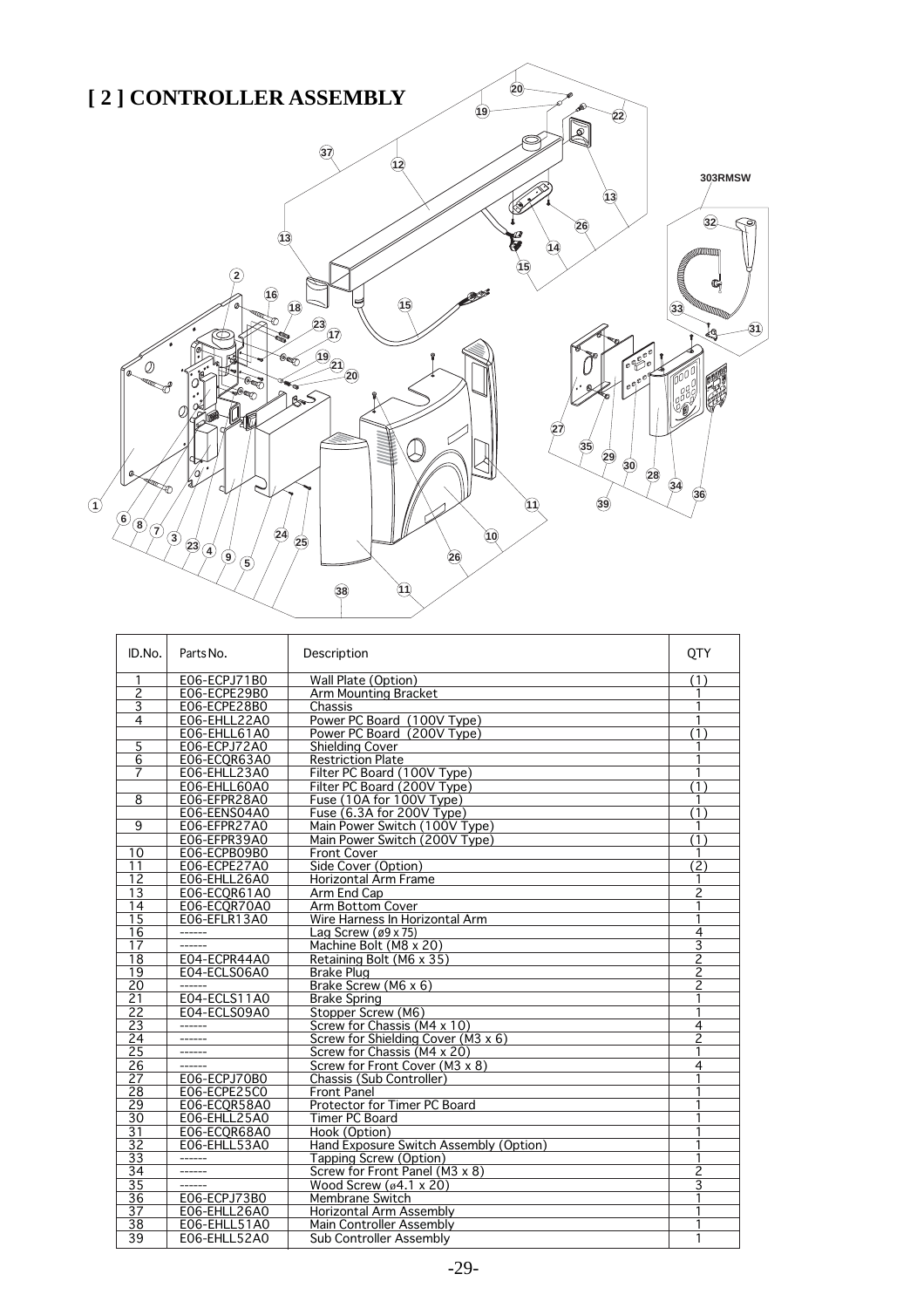# [ 2 ] CONTROLLER ASSEMBLY

303RMSW

| ID.No. | Parts No. | Description | QTY |
|---|---|---|---|
| 1 | E06-ECPJ71B0 | Wall Plate (Option) | (1) |
| 2 | E06-ECPE29B0 | Arm Mounting Bracket | 1 |
| 3 | E06-ECPE28B0 | Chassis | 1 |
| 4 | E06-EHLL22A0 | Power PC Board (100V Type) | 1 |
| | E06-EHLL61A0 | Power PC Board (200V Type) | (1) |
| 5 | E06-ECPJ72A0 | Shielding Cover | 1 |
| 6 | E06-ECQR63A0 | Restriction Plate | 1 |
| 7 | E06-EHLL23A0 | Filter PC Board (100V Type) | 1 |
| | E06-EHLL60A0 | Filter PC Board (200V Type) | (1) |
| 8 | E06-EFPR28A0 | Fuse (10A for 100V Type) | 1 |
| | E06-EENS04A0 | Fuse (6.3A for 200V Type) | (1) |
| 9 | E06-EFPR27A0 | Main Power Switch (100V Type) | 1 |
| | E06-EFPR39A0 | Main Power Switch (200V Type) | (1) |
| 10 | E06-ECPB09B0 | Front Cover | 1 |
| 11 | E06-ECPE27A0 | Side Cover (Option) | (2) |
| 12 | E06-EHLL26A0 | Horizontal Arm Frame | 1 |
| 13 | E06-ECQR61A0 | Arm End Cap | 2 |
| 14 | E06-ECQR70A0 | Arm Bottom Cover | 1 |
| 15 | E06-EFLR13A0 | Wire Harness In Horizontal Arm | 1 |
| 16 | ------ | Lag Screw (ø9 x 75) | 4 |
| 17 | ------ | Machine Bolt (M8 x 20) | 3 |
| 18 | E04-ECPR44A0 | Retaining Bolt (M6 x 35) | 2 |
| 19 | E04-ECLS06A0 | Brake Plug | 2 |
| 20 | ------ | Brake Screw (M6 x 6) | 2 |
| 21 | E04-ECLS11A0 | Brake Spring | 1 |
| 22 | E04-ECLS09A0 | Stopper Screw (M6) | 1 |
| 23 | ------ | Screw for Chassis (M4 x 10) | 4 |
| 24 | ------ | Screw for Shielding Cover (M3 x 6) | 2 |
| 25 | ------ | Screw for Chassis (M4 x 20) | 1 |
| 26 | ------ | Screw for Front Cover (M3 x 8) | 4 |
| 27 | E06-ECPJ70B0 | Chassis (Sub Controller) | 1 |
| 28 | E06-ECPE25C0 | Front Panel | 1 |
| 29 | E06-ECQR58A0 | Protector for Timer PC Board | 1 |
| 30 | E06-EHLL25A0 | Timer PC Board | 1 |
| 31 | E06-ECQR68A0 | Hook (Option) | 1 |
| 32 | E06-EHLL53A0 | Hand Exposure Switch Assembly (Option) | 1 |
| 33 | ------ | Tapping Screw (Option) | 1 |
| 34 | ------ | Screw for Front Panel (M3 x 8) | 2 |
| 35 | ------ | Wood Screw (ø4.1 x 20) | 3 |
| 36 | E06-ECPJ73B0 | Membrane Switch | 1 |
| 37 | E06-EHLL26A0 | Horizontal Arm Assembly | 1 |
| 38 | E06-EHLL51A0 | Main Controller Assembly | 1 |
| 39 | E06-EHLL52A0 | Sub Controller Assembly | 1 |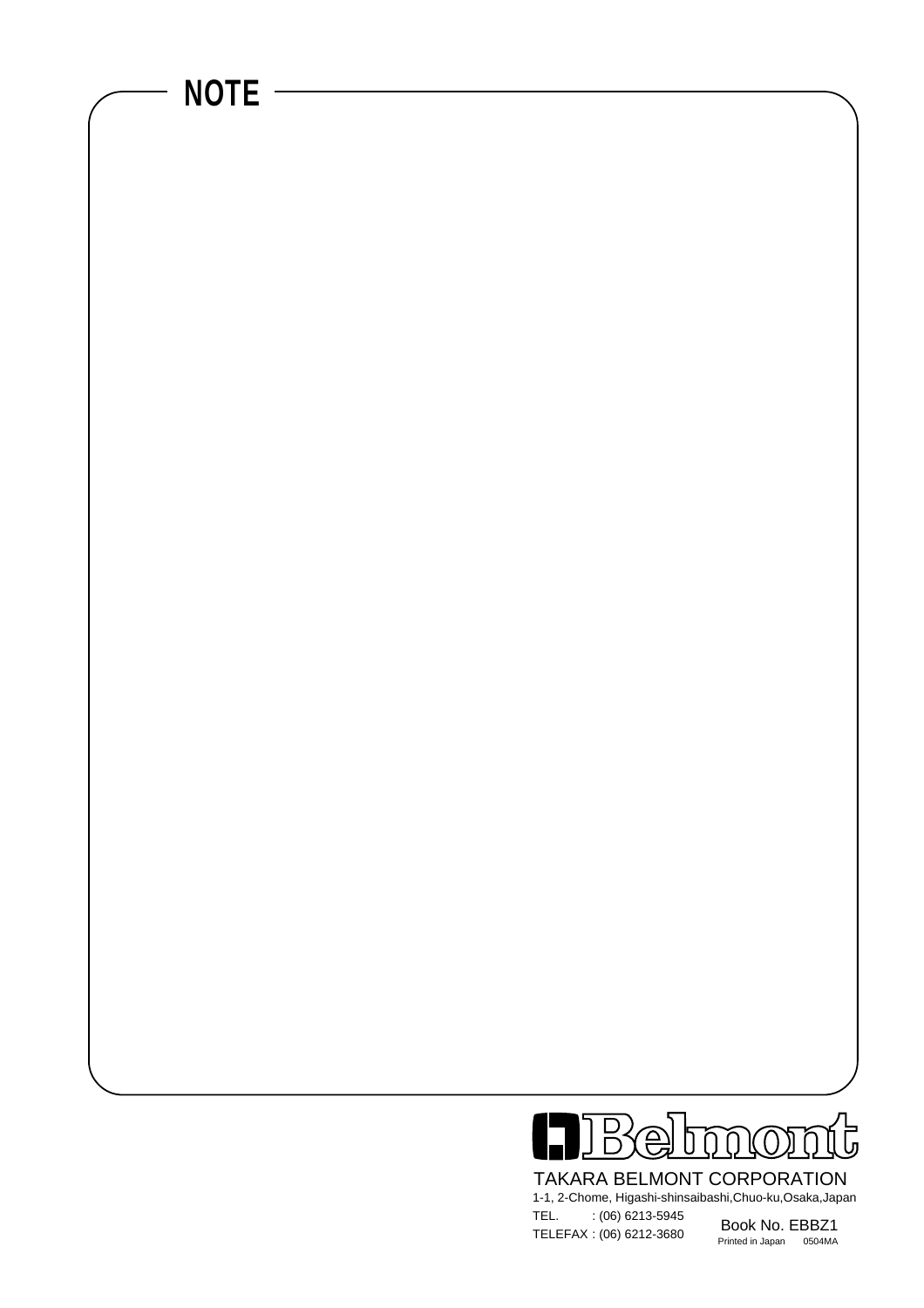## NOTE

**Belmont**

TAKARA BELMONT CORPORATION

1-1, 2-Chome, Higashi-shinsaibashi,Chuo-ku,Osaka,Japan

TEL. : (06) 6213-5945

TELEFAX : (06) 6212-3680

Book No. EBBZ1

Printed in Japan 0504MA